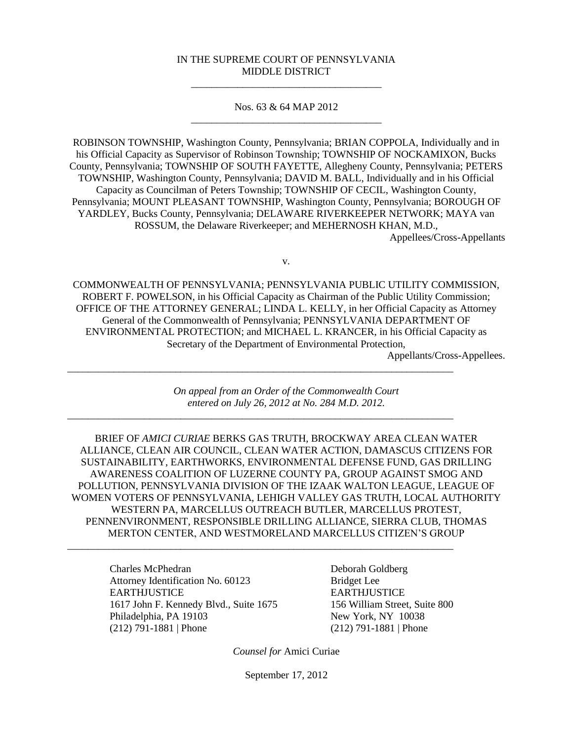IN THE SUPREME COURT OF PENNSYLVANIA
MIDDLE DISTRICT

---

Nos. 63 & 64 MAP 2012

---

ROBINSON TOWNSHIP, Washington County, Pennsylvania; BRIAN COPPOLA, Individually and in his Official Capacity as Supervisor of Robinson Township; TOWNSHIP OF NOCKAMIXON, Bucks County, Pennsylvania; TOWNSHIP OF SOUTH FAYETTE, Allegheny County, Pennsylvania; PETERS TOWNSHIP, Washington County, Pennsylvania; DAVID M. BALL, Individually and in his Official Capacity as Councilman of Peters Township; TOWNSHIP OF CECIL, Washington County, Pennsylvania; MOUNT PLEASANT TOWNSHIP, Washington County, Pennsylvania; BOROUGH OF YARDLEY, Bucks County, Pennsylvania; DELAWARE RIVERKEEPER NETWORK; MAYA van ROSSUM, the Delaware Riverkeeper; and MEHERNOSH KHAN, M.D.,

Appellees/Cross-Appellants

v.

COMMONWEALTH OF PENNSYLVANIA; PENNSYLVANIA PUBLIC UTILITY COMMISSION, ROBERT F. POWELSON, in his Official Capacity as Chairman of the Public Utility Commission; OFFICE OF THE ATTORNEY GENERAL; LINDA L. KELLY, in her Official Capacity as Attorney General of the Commonwealth of Pennsylvania; PENNSYLVANIA DEPARTMENT OF ENVIRONMENTAL PROTECTION; and MICHAEL L. KRANCER, in his Official Capacity as Secretary of the Department of Environmental Protection,

Appellants/Cross-Appellees.

---

*On appeal from an Order of the Commonwealth Court entered on July 26, 2012 at No. 284 M.D. 2012.*

---

BRIEF OF *AMICI CURIAE* BERKS GAS TRUTH, BROCKWAY AREA CLEAN WATER ALLIANCE, CLEAN AIR COUNCIL, CLEAN WATER ACTION, DAMASCUS CITIZENS FOR SUSTAINABILITY, EARTHWORKS, ENVIRONMENTAL DEFENSE FUND, GAS DRILLING AWARENESS COALITION OF LUZERNE COUNTY PA, GROUP AGAINST SMOG AND POLLUTION, PENNSYLVANIA DIVISION OF THE IZAAK WALTON LEAGUE, LEAGUE OF WOMEN VOTERS OF PENNSYLVANIA, LEHIGH VALLEY GAS TRUTH, LOCAL AUTHORITY WESTERN PA, MARCELLUS OUTREACH BUTLER, MARCELLUS PROTEST, PENNENVIRONMENT, RESPONSIBLE DRILLING ALLIANCE, SIERRA CLUB, THOMAS MERTON CENTER, AND WESTMORELAND MARCELLUS CITIZEN'S GROUP

---

Charles McPhedran
Attorney Identification No. 60123
EARTHJUSTICE
1617 John F. Kennedy Blvd., Suite 1675
Philadelphia, PA 19103
(212) 791-1881 | Phone

Deborah Goldberg
Bridget Lee
EARTHJUSTICE
156 William Street, Suite 800
New York, NY 10038
(212) 791-1881 | Phone

*Counsel for* Amici Curiae

September 17, 2012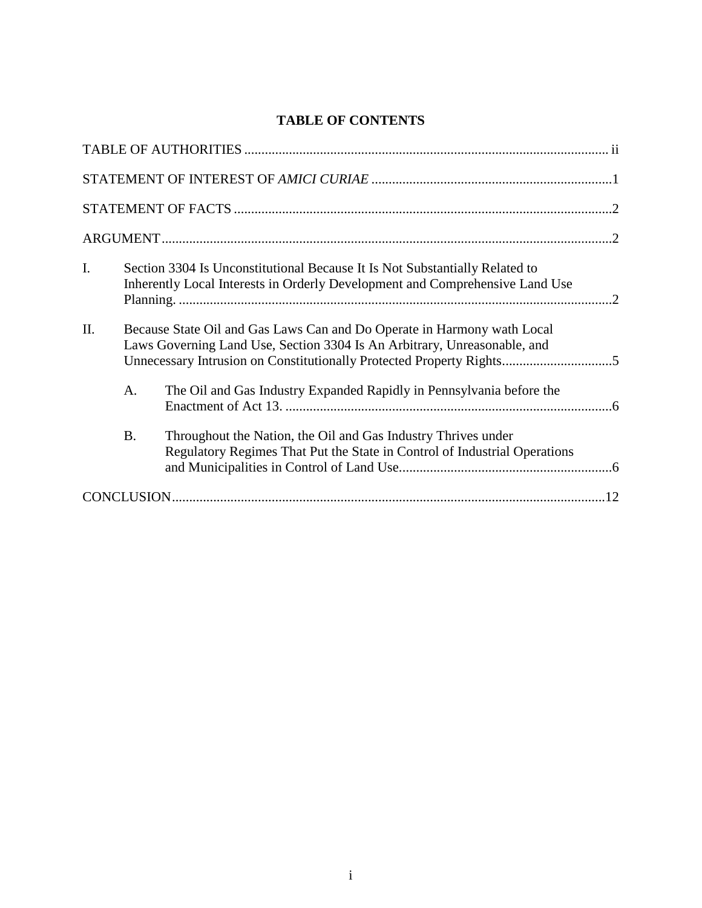# TABLE OF CONTENTS

TABLE OF AUTHORITIES .......... ii

STATEMENT OF INTEREST OF *AMICI CURIAE* .......... 1

STATEMENT OF FACTS .......... 2

ARGUMENT .......... 2

I. Section 3304 Is Unconstitutional Because It Is Not Substantially Related to Inherently Local Interests in Orderly Development and Comprehensive Land Use Planning. .......... 2

II. Because State Oil and Gas Laws Can and Do Operate in Harmony wath Local Laws Governing Land Use, Section 3304 Is An Arbitrary, Unreasonable, and Unnecessary Intrusion on Constitutionally Protected Property Rights .......... 5

   A. The Oil and Gas Industry Expanded Rapidly in Pennsylvania before the Enactment of Act 13. .......... 6

   B. Throughout the Nation, the Oil and Gas Industry Thrives under Regulatory Regimes That Put the State in Control of Industrial Operations and Municipalities in Control of Land Use .......... 6

CONCLUSION .......... 12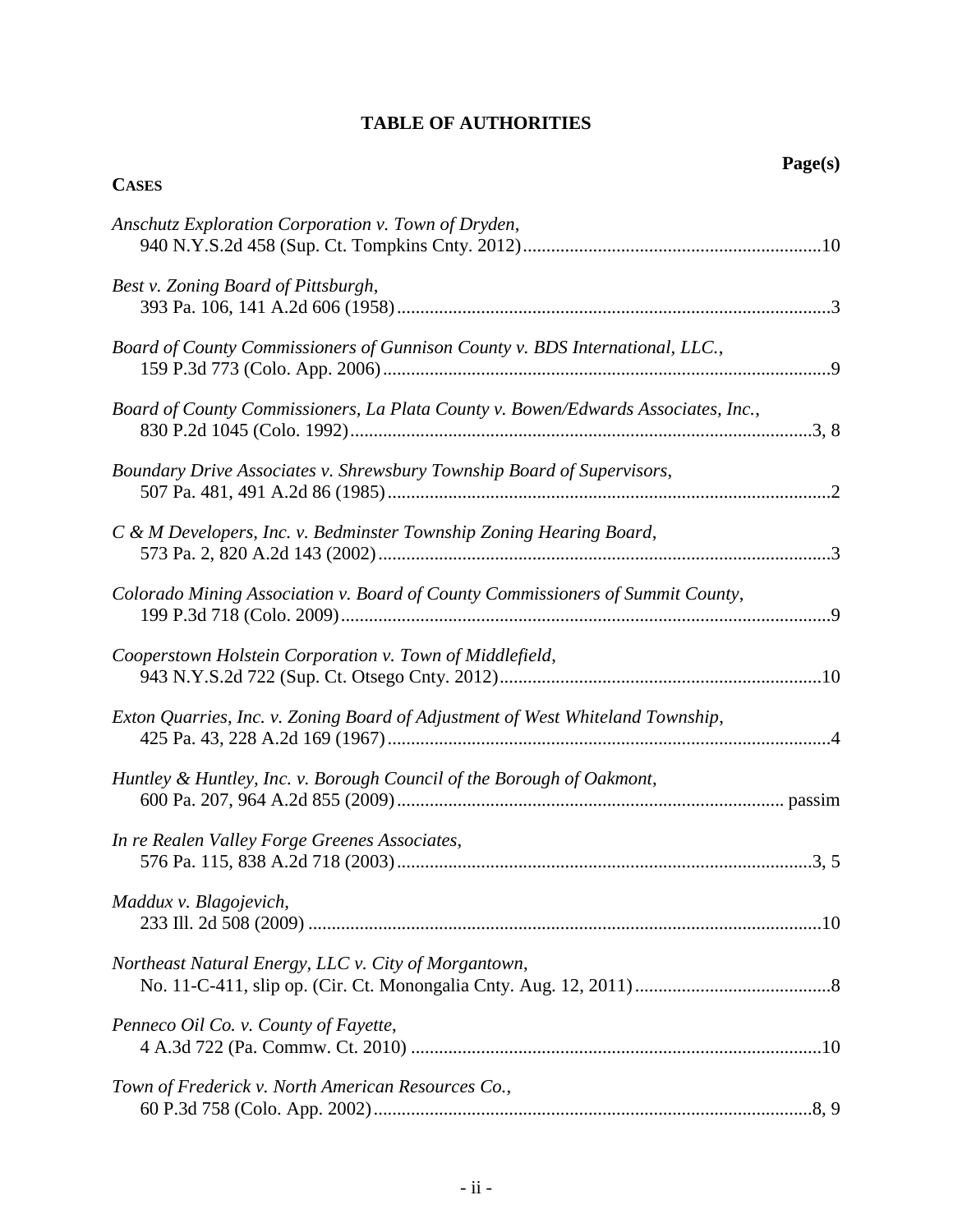# TABLE OF AUTHORITIES

**Page(s)**

**CASES**

*Anschutz Exploration Corporation v. Town of Dryden*,
940 N.Y.S.2d 458 (Sup. Ct. Tompkins Cnty. 2012)................................................................10

*Best v. Zoning Board of Pittsburgh*,
393 Pa. 106, 141 A.2d 606 (1958)............................................................................................3

*Board of County Commissioners of Gunnison County v. BDS International, LLC.*,
159 P.3d 773 (Colo. App. 2006)...............................................................................................9

*Board of County Commissioners, La Plata County v. Bowen/Edwards Associates, Inc.*,
830 P.2d 1045 (Colo. 1992)...................................................................................................3, 8

*Boundary Drive Associates v. Shrewsbury Township Board of Supervisors*,
507 Pa. 481, 491 A.2d 86 (1985)..............................................................................................2

*C & M Developers, Inc. v. Bedminster Township Zoning Hearing Board*,
573 Pa. 2, 820 A.2d 143 (2002)................................................................................................3

*Colorado Mining Association v. Board of County Commissioners of Summit County*,
199 P.3d 718 (Colo. 2009)........................................................................................................9

*Cooperstown Holstein Corporation v. Town of Middlefield*,
943 N.Y.S.2d 722 (Sup. Ct. Otsego Cnty. 2012)....................................................................10

*Exton Quarries, Inc. v. Zoning Board of Adjustment of West Whiteland Township*,
425 Pa. 43, 228 A.2d 169 (1967)..............................................................................................4

*Huntley & Huntley, Inc. v. Borough Council of the Borough of Oakmont*,
600 Pa. 207, 964 A.2d 855 (2009).................................................................................. passim

*In re Realen Valley Forge Greenes Associates*,
576 Pa. 115, 838 A.2d 718 (2003)........................................................................................3, 5

*Maddux v. Blagojevich*,
233 Ill. 2d 508 (2009) .............................................................................................................10

*Northeast Natural Energy, LLC v. City of Morgantown*,
No. 11-C-411, slip op. (Cir. Ct. Monongalia Cnty. Aug. 12, 2011)..........................................8

*Penneco Oil Co. v. County of Fayette*,
4 A.3d 722 (Pa. Commw. Ct. 2010) .......................................................................................10

*Town of Frederick v. North American Resources Co.*,
60 P.3d 758 (Colo. App. 2002).............................................................................................8, 9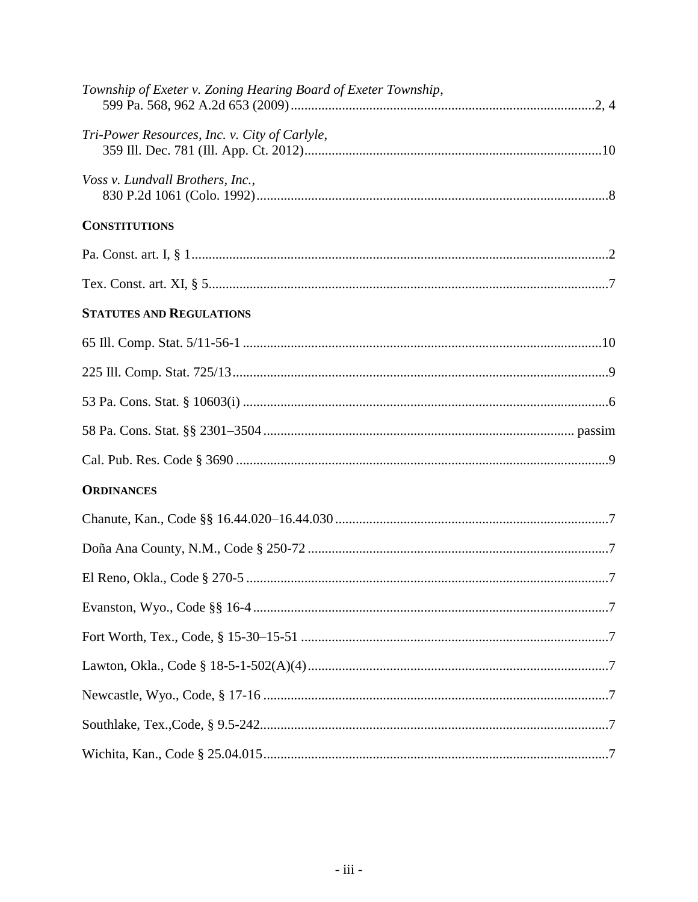*Township of Exeter v. Zoning Hearing Board of Exeter Township*,
599 Pa. 568, 962 A.2d 653 (2009) ........................................................................ 2, 4

*Tri-Power Resources, Inc. v. City of Carlyle*,
359 Ill. Dec. 781 (Ill. App. Ct. 2012) ........................................................................ 10

*Voss v. Lundvall Brothers, Inc.*,
830 P.2d 1061 (Colo. 1992) ........................................................................ 8

**CONSTITUTIONS**

Pa. Const. art. I, § 1 ........................................................................ 2

Tex. Const. art. XI, § 5 ........................................................................ 7

**STATUTES AND REGULATIONS**

65 Ill. Comp. Stat. 5/11-56-1 ........................................................................ 10

225 Ill. Comp. Stat. 725/13 ........................................................................ 9

53 Pa. Cons. Stat. § 10603(i) ........................................................................ 6

58 Pa. Cons. Stat. §§ 2301–3504 ........................................................................ passim

Cal. Pub. Res. Code § 3690 ........................................................................ 9

**ORDINANCES**

Chanute, Kan., Code §§ 16.44.020–16.44.030 ........................................................................ 7

Doña Ana County, N.M., Code § 250-72 ........................................................................ 7

El Reno, Okla., Code § 270-5 ........................................................................ 7

Evanston, Wyo., Code §§ 16-4 ........................................................................ 7

Fort Worth, Tex., Code, § 15-30–15-51 ........................................................................ 7

Lawton, Okla., Code § 18-5-1-502(A)(4) ........................................................................ 7

Newcastle, Wyo., Code, § 17-16 ........................................................................ 7

Southlake, Tex.,Code, § 9.5-242 ........................................................................ 7

Wichita, Kan., Code § 25.04.015 ........................................................................ 7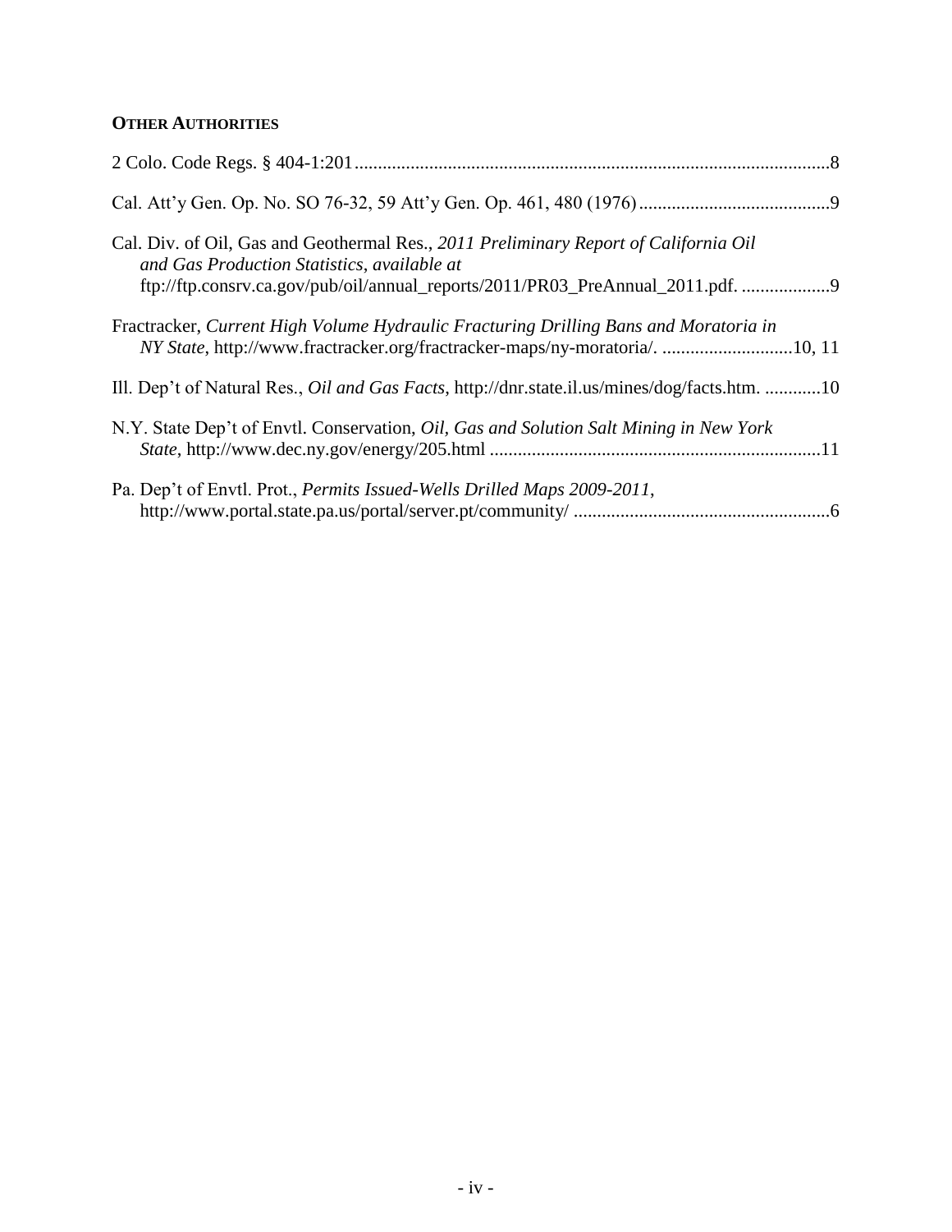**OTHER AUTHORITIES**

2 Colo. Code Regs. § 404-1:201......................................................................................................8

Cal. Att'y Gen. Op. No. SO 76-32, 59 Att'y Gen. Op. 461, 480 (1976).........................................9

Cal. Div. of Oil, Gas and Geothermal Res., *2011 Preliminary Report of California Oil and Gas Production Statistics*, *available at* ftp://ftp.consrv.ca.gov/pub/oil/annual_reports/2011/PR03_PreAnnual_2011.pdf. ...................9

Fractracker, *Current High Volume Hydraulic Fracturing Drilling Bans and Moratoria in NY State*, http://www.fractracker.org/fractracker-maps/ny-moratoria/. ............................10, 11

Ill. Dep't of Natural Res., *Oil and Gas Facts*, http://dnr.state.il.us/mines/dog/facts.htm. ............10

N.Y. State Dep't of Envtl. Conservation, *Oil, Gas and Solution Salt Mining in New York State*, http://www.dec.ny.gov/energy/205.html .......................................................................11

Pa. Dep't of Envtl. Prot., *Permits Issued-Wells Drilled Maps 2009-2011*, http://www.portal.state.pa.us/portal/server.pt/community/ .......................................................6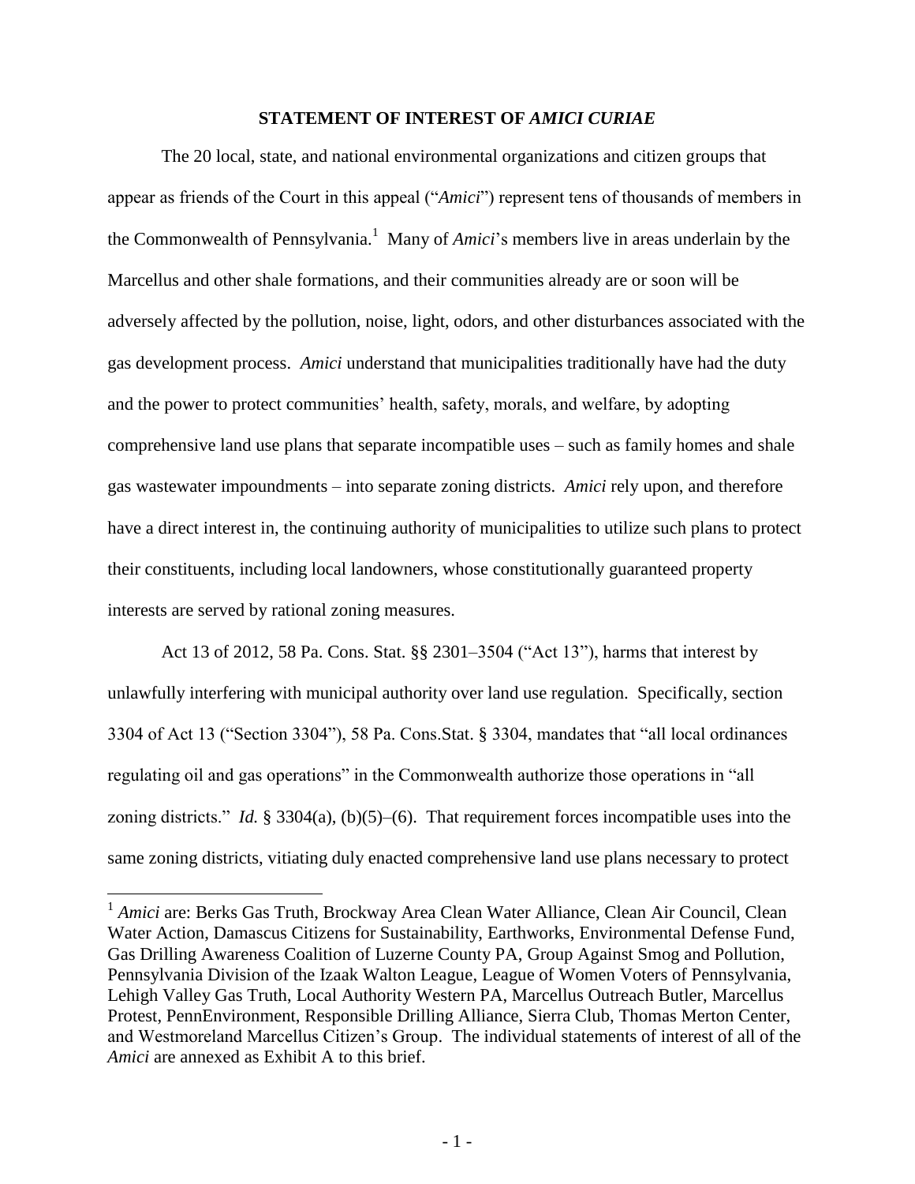## STATEMENT OF INTEREST OF *AMICI CURIAE*

The 20 local, state, and national environmental organizations and citizen groups that appear as friends of the Court in this appeal ("*Amici*") represent tens of thousands of members in the Commonwealth of Pennsylvania.[1] Many of *Amici*'s members live in areas underlain by the Marcellus and other shale formations, and their communities already are or soon will be adversely affected by the pollution, noise, light, odors, and other disturbances associated with the gas development process. *Amici* understand that municipalities traditionally have had the duty and the power to protect communities' health, safety, morals, and welfare, by adopting comprehensive land use plans that separate incompatible uses – such as family homes and shale gas wastewater impoundments – into separate zoning districts. *Amici* rely upon, and therefore have a direct interest in, the continuing authority of municipalities to utilize such plans to protect their constituents, including local landowners, whose constitutionally guaranteed property interests are served by rational zoning measures.

Act 13 of 2012, 58 Pa. Cons. Stat. §§ 2301–3504 ("Act 13"), harms that interest by unlawfully interfering with municipal authority over land use regulation. Specifically, section 3304 of Act 13 ("Section 3304"), 58 Pa. Cons.Stat. § 3304, mandates that "all local ordinances regulating oil and gas operations" in the Commonwealth authorize those operations in "all zoning districts." *Id.* § 3304(a), (b)(5)–(6). That requirement forces incompatible uses into the same zoning districts, vitiating duly enacted comprehensive land use plans necessary to protect

---

[1] *Amici* are: Berks Gas Truth, Brockway Area Clean Water Alliance, Clean Air Council, Clean Water Action, Damascus Citizens for Sustainability, Earthworks, Environmental Defense Fund, Gas Drilling Awareness Coalition of Luzerne County PA, Group Against Smog and Pollution, Pennsylvania Division of the Izaak Walton League, League of Women Voters of Pennsylvania, Lehigh Valley Gas Truth, Local Authority Western PA, Marcellus Outreach Butler, Marcellus Protest, PennEnvironment, Responsible Drilling Alliance, Sierra Club, Thomas Merton Center, and Westmoreland Marcellus Citizen's Group. The individual statements of interest of all of the *Amici* are annexed as Exhibit A to this brief.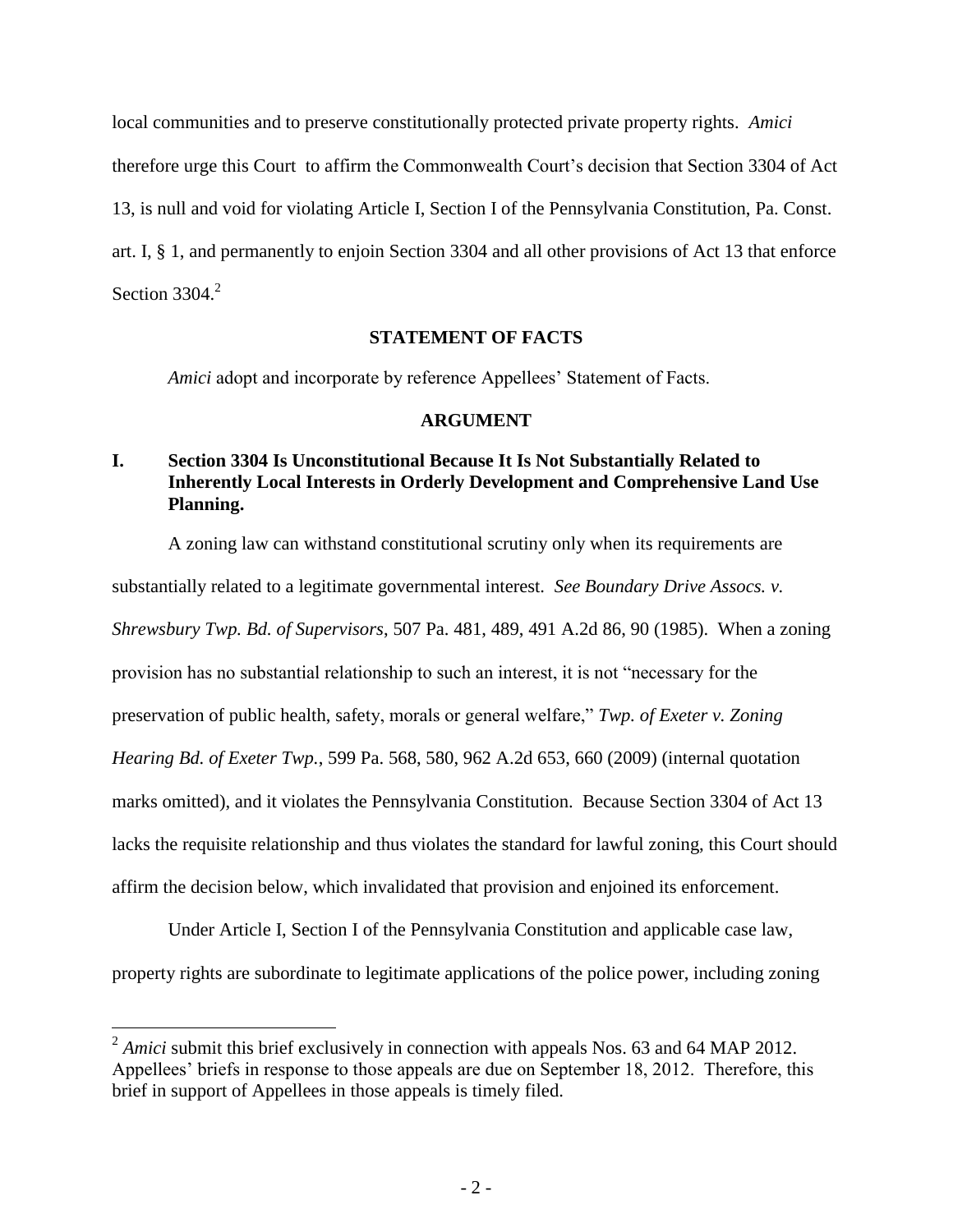local communities and to preserve constitutionally protected private property rights. *Amici* therefore urge this Court to affirm the Commonwealth Court's decision that Section 3304 of Act 13, is null and void for violating Article I, Section I of the Pennsylvania Constitution, Pa. Const. art. I, § 1, and permanently to enjoin Section 3304 and all other provisions of Act 13 that enforce Section 3304.[2]

## STATEMENT OF FACTS

*Amici* adopt and incorporate by reference Appellees' Statement of Facts.

## ARGUMENT

### I. Section 3304 Is Unconstitutional Because It Is Not Substantially Related to Inherently Local Interests in Orderly Development and Comprehensive Land Use Planning.

A zoning law can withstand constitutional scrutiny only when its requirements are substantially related to a legitimate governmental interest. *See Boundary Drive Assocs. v. Shrewsbury Twp. Bd. of Supervisors*, 507 Pa. 481, 489, 491 A.2d 86, 90 (1985). When a zoning provision has no substantial relationship to such an interest, it is not "necessary for the preservation of public health, safety, morals or general welfare," *Twp. of Exeter v. Zoning Hearing Bd. of Exeter Twp.*, 599 Pa. 568, 580, 962 A.2d 653, 660 (2009) (internal quotation marks omitted), and it violates the Pennsylvania Constitution. Because Section 3304 of Act 13 lacks the requisite relationship and thus violates the standard for lawful zoning, this Court should affirm the decision below, which invalidated that provision and enjoined its enforcement.

Under Article I, Section I of the Pennsylvania Constitution and applicable case law, property rights are subordinate to legitimate applications of the police power, including zoning

---

[2] *Amici* submit this brief exclusively in connection with appeals Nos. 63 and 64 MAP 2012. Appellees' briefs in response to those appeals are due on September 18, 2012. Therefore, this brief in support of Appellees in those appeals is timely filed.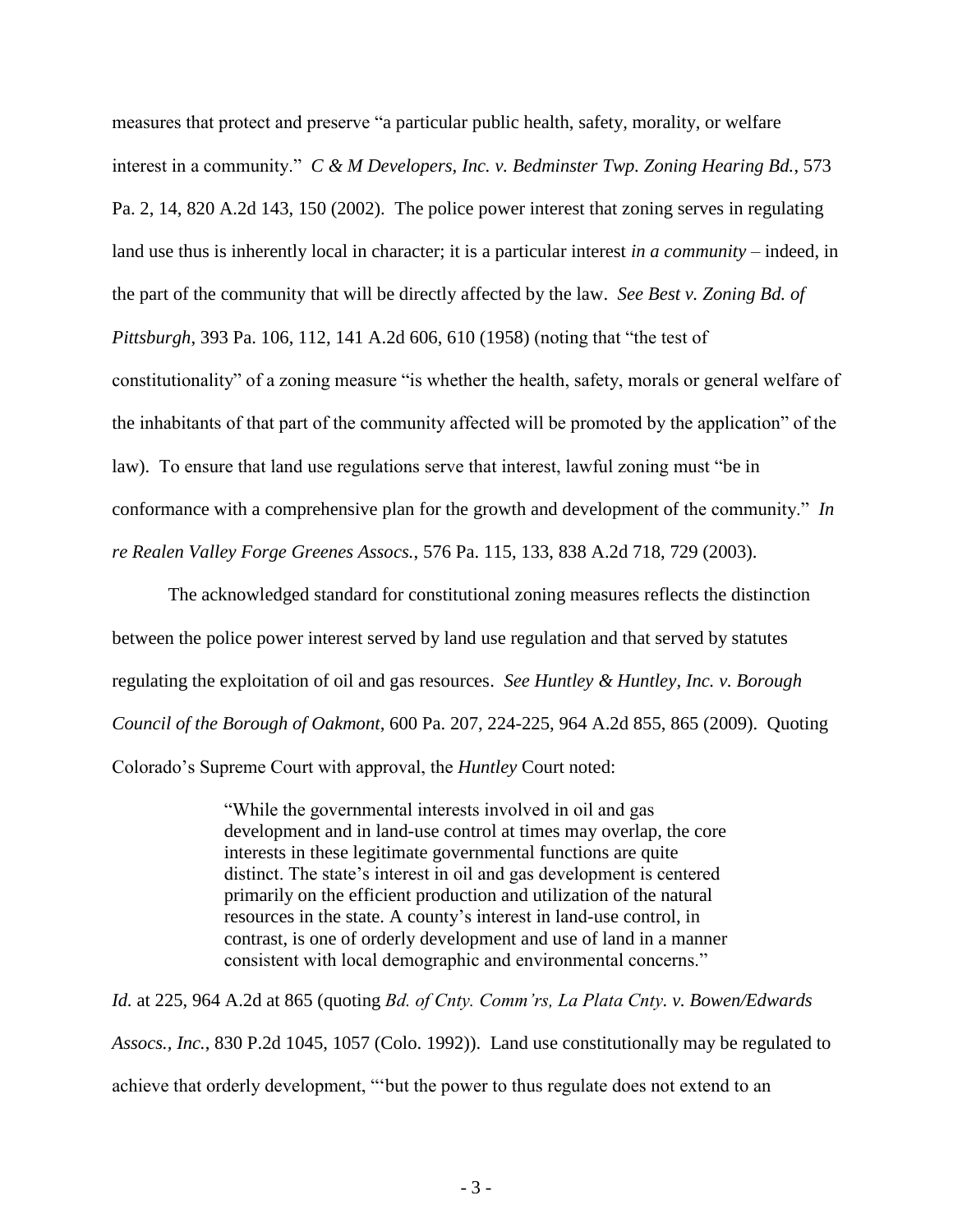measures that protect and preserve "a particular public health, safety, morality, or welfare interest in a community." *C & M Developers, Inc. v. Bedminster Twp. Zoning Hearing Bd.*, 573 Pa. 2, 14, 820 A.2d 143, 150 (2002). The police power interest that zoning serves in regulating land use thus is inherently local in character; it is a particular interest *in a community* – indeed, in the part of the community that will be directly affected by the law. *See Best v. Zoning Bd. of Pittsburgh*, 393 Pa. 106, 112, 141 A.2d 606, 610 (1958) (noting that "the test of constitutionality" of a zoning measure "is whether the health, safety, morals or general welfare of the inhabitants of that part of the community affected will be promoted by the application" of the law). To ensure that land use regulations serve that interest, lawful zoning must "be in conformance with a comprehensive plan for the growth and development of the community." *In re Realen Valley Forge Greenes Assocs.*, 576 Pa. 115, 133, 838 A.2d 718, 729 (2003).

The acknowledged standard for constitutional zoning measures reflects the distinction between the police power interest served by land use regulation and that served by statutes regulating the exploitation of oil and gas resources. *See Huntley & Huntley, Inc. v. Borough Council of the Borough of Oakmont*, 600 Pa. 207, 224-225, 964 A.2d 855, 865 (2009). Quoting Colorado's Supreme Court with approval, the *Huntley* Court noted:

> "While the governmental interests involved in oil and gas development and in land-use control at times may overlap, the core interests in these legitimate governmental functions are quite distinct. The state's interest in oil and gas development is centered primarily on the efficient production and utilization of the natural resources in the state. A county's interest in land-use control, in contrast, is one of orderly development and use of land in a manner consistent with local demographic and environmental concerns."

*Id.* at 225, 964 A.2d at 865 (quoting *Bd. of Cnty. Comm'rs, La Plata Cnty. v. Bowen/Edwards Assocs., Inc.*, 830 P.2d 1045, 1057 (Colo. 1992)). Land use constitutionally may be regulated to achieve that orderly development, "'but the power to thus regulate does not extend to an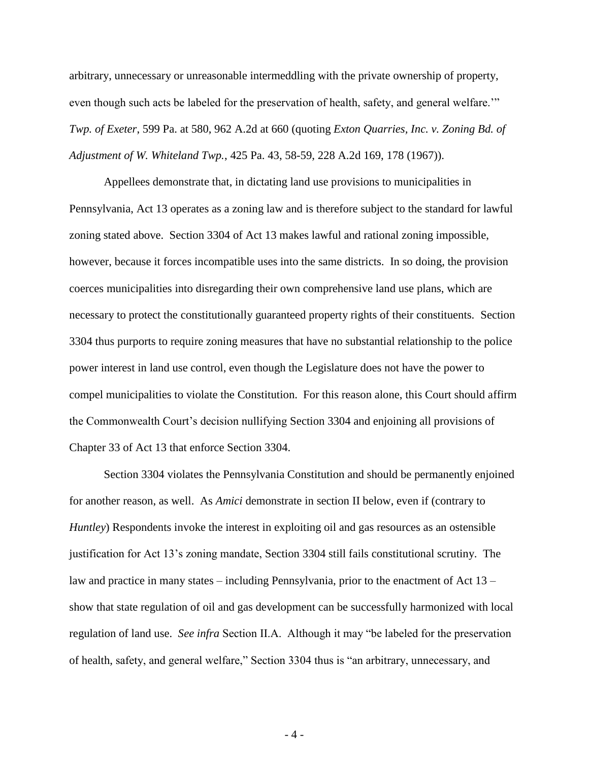arbitrary, unnecessary or unreasonable intermeddling with the private ownership of property, even though such acts be labeled for the preservation of health, safety, and general welfare.'" *Twp. of Exeter*, 599 Pa. at 580, 962 A.2d at 660 (quoting *Exton Quarries, Inc. v. Zoning Bd. of Adjustment of W. Whiteland Twp.*, 425 Pa. 43, 58-59, 228 A.2d 169, 178 (1967)).

Appellees demonstrate that, in dictating land use provisions to municipalities in Pennsylvania, Act 13 operates as a zoning law and is therefore subject to the standard for lawful zoning stated above. Section 3304 of Act 13 makes lawful and rational zoning impossible, however, because it forces incompatible uses into the same districts. In so doing, the provision coerces municipalities into disregarding their own comprehensive land use plans, which are necessary to protect the constitutionally guaranteed property rights of their constituents. Section 3304 thus purports to require zoning measures that have no substantial relationship to the police power interest in land use control, even though the Legislature does not have the power to compel municipalities to violate the Constitution. For this reason alone, this Court should affirm the Commonwealth Court's decision nullifying Section 3304 and enjoining all provisions of Chapter 33 of Act 13 that enforce Section 3304.

Section 3304 violates the Pennsylvania Constitution and should be permanently enjoined for another reason, as well. As *Amici* demonstrate in section II below, even if (contrary to *Huntley*) Respondents invoke the interest in exploiting oil and gas resources as an ostensible justification for Act 13's zoning mandate, Section 3304 still fails constitutional scrutiny. The law and practice in many states – including Pennsylvania, prior to the enactment of Act 13 – show that state regulation of oil and gas development can be successfully harmonized with local regulation of land use. *See infra* Section II.A. Although it may "be labeled for the preservation of health, safety, and general welfare," Section 3304 thus is "an arbitrary, unnecessary, and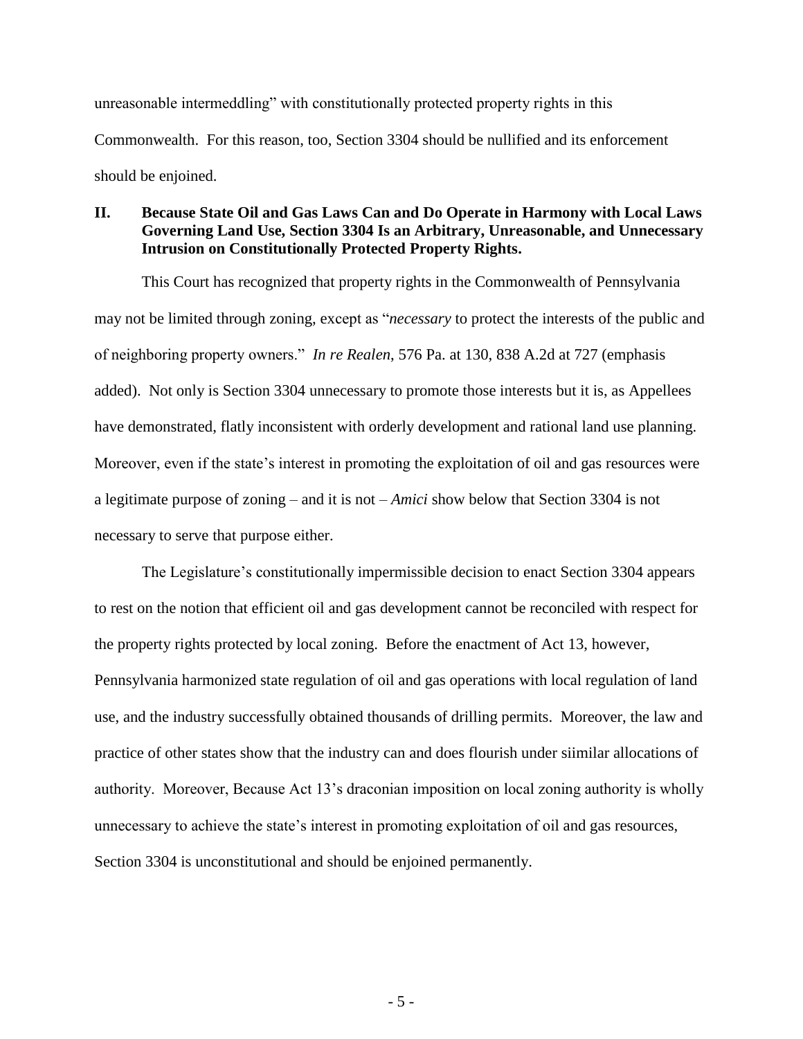unreasonable intermeddling" with constitutionally protected property rights in this Commonwealth. For this reason, too, Section 3304 should be nullified and its enforcement should be enjoined.

## II. Because State Oil and Gas Laws Can and Do Operate in Harmony with Local Laws Governing Land Use, Section 3304 Is an Arbitrary, Unreasonable, and Unnecessary Intrusion on Constitutionally Protected Property Rights.

This Court has recognized that property rights in the Commonwealth of Pennsylvania may not be limited through zoning, except as "*necessary* to protect the interests of the public and of neighboring property owners." *In re Realen*, 576 Pa. at 130, 838 A.2d at 727 (emphasis added). Not only is Section 3304 unnecessary to promote those interests but it is, as Appellees have demonstrated, flatly inconsistent with orderly development and rational land use planning. Moreover, even if the state's interest in promoting the exploitation of oil and gas resources were a legitimate purpose of zoning – and it is not – *Amici* show below that Section 3304 is not necessary to serve that purpose either.

The Legislature's constitutionally impermissible decision to enact Section 3304 appears to rest on the notion that efficient oil and gas development cannot be reconciled with respect for the property rights protected by local zoning. Before the enactment of Act 13, however, Pennsylvania harmonized state regulation of oil and gas operations with local regulation of land use, and the industry successfully obtained thousands of drilling permits. Moreover, the law and practice of other states show that the industry can and does flourish under siimilar allocations of authority. Moreover, Because Act 13's draconian imposition on local zoning authority is wholly unnecessary to achieve the state's interest in promoting exploitation of oil and gas resources, Section 3304 is unconstitutional and should be enjoined permanently.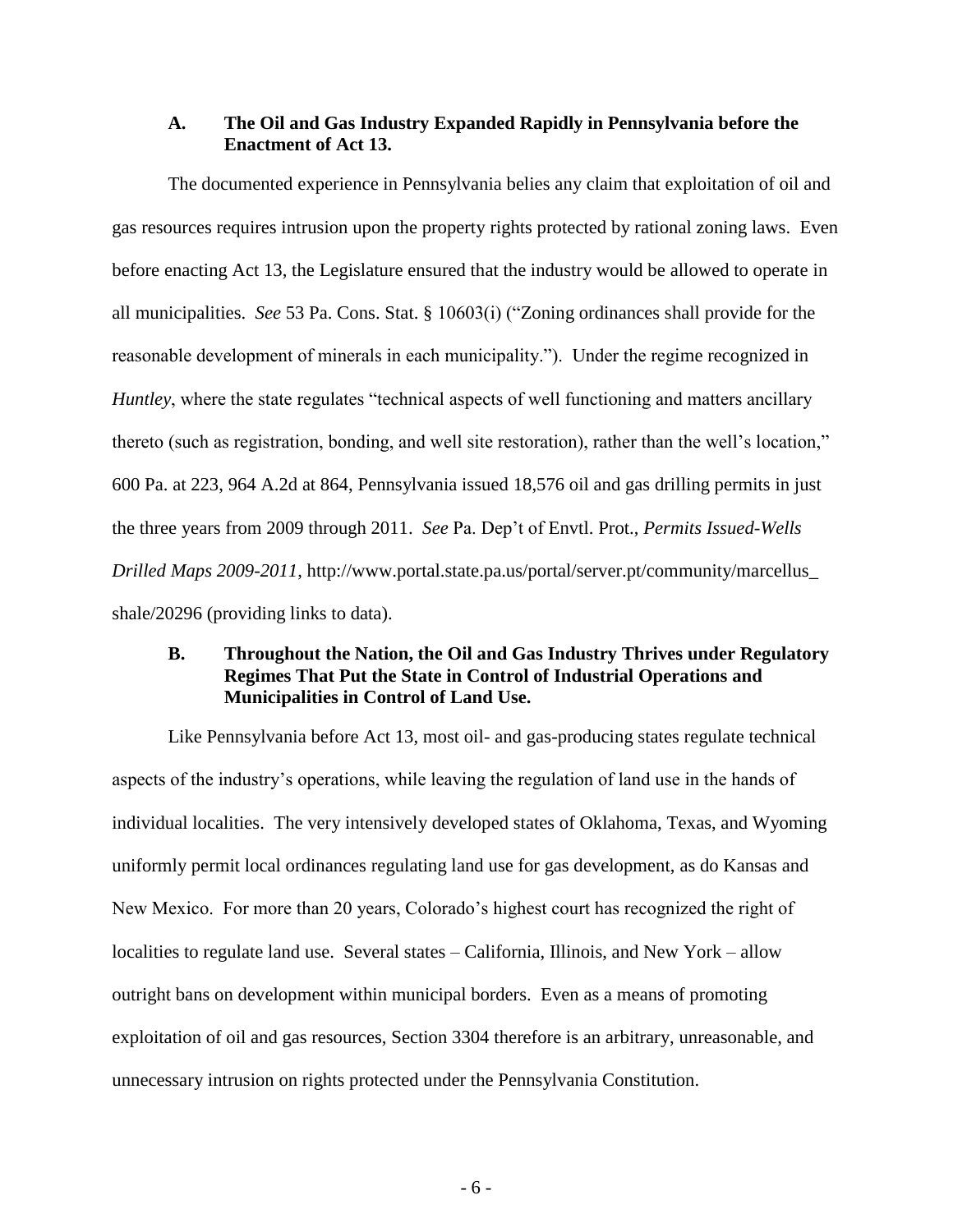### A. The Oil and Gas Industry Expanded Rapidly in Pennsylvania before the Enactment of Act 13.

The documented experience in Pennsylvania belies any claim that exploitation of oil and gas resources requires intrusion upon the property rights protected by rational zoning laws. Even before enacting Act 13, the Legislature ensured that the industry would be allowed to operate in all municipalities. *See* 53 Pa. Cons. Stat. § 10603(i) ("Zoning ordinances shall provide for the reasonable development of minerals in each municipality."). Under the regime recognized in *Huntley*, where the state regulates "technical aspects of well functioning and matters ancillary thereto (such as registration, bonding, and well site restoration), rather than the well's location," 600 Pa. at 223, 964 A.2d at 864, Pennsylvania issued 18,576 oil and gas drilling permits in just the three years from 2009 through 2011. *See* Pa. Dep't of Envtl. Prot., *Permits Issued-Wells Drilled Maps 2009-2011*, http://www.portal.state.pa.us/portal/server.pt/community/marcellus_shale/20296 (providing links to data).

### B. Throughout the Nation, the Oil and Gas Industry Thrives under Regulatory Regimes That Put the State in Control of Industrial Operations and Municipalities in Control of Land Use.

Like Pennsylvania before Act 13, most oil- and gas-producing states regulate technical aspects of the industry's operations, while leaving the regulation of land use in the hands of individual localities. The very intensively developed states of Oklahoma, Texas, and Wyoming uniformly permit local ordinances regulating land use for gas development, as do Kansas and New Mexico. For more than 20 years, Colorado's highest court has recognized the right of localities to regulate land use. Several states – California, Illinois, and New York – allow outright bans on development within municipal borders. Even as a means of promoting exploitation of oil and gas resources, Section 3304 therefore is an arbitrary, unreasonable, and unnecessary intrusion on rights protected under the Pennsylvania Constitution.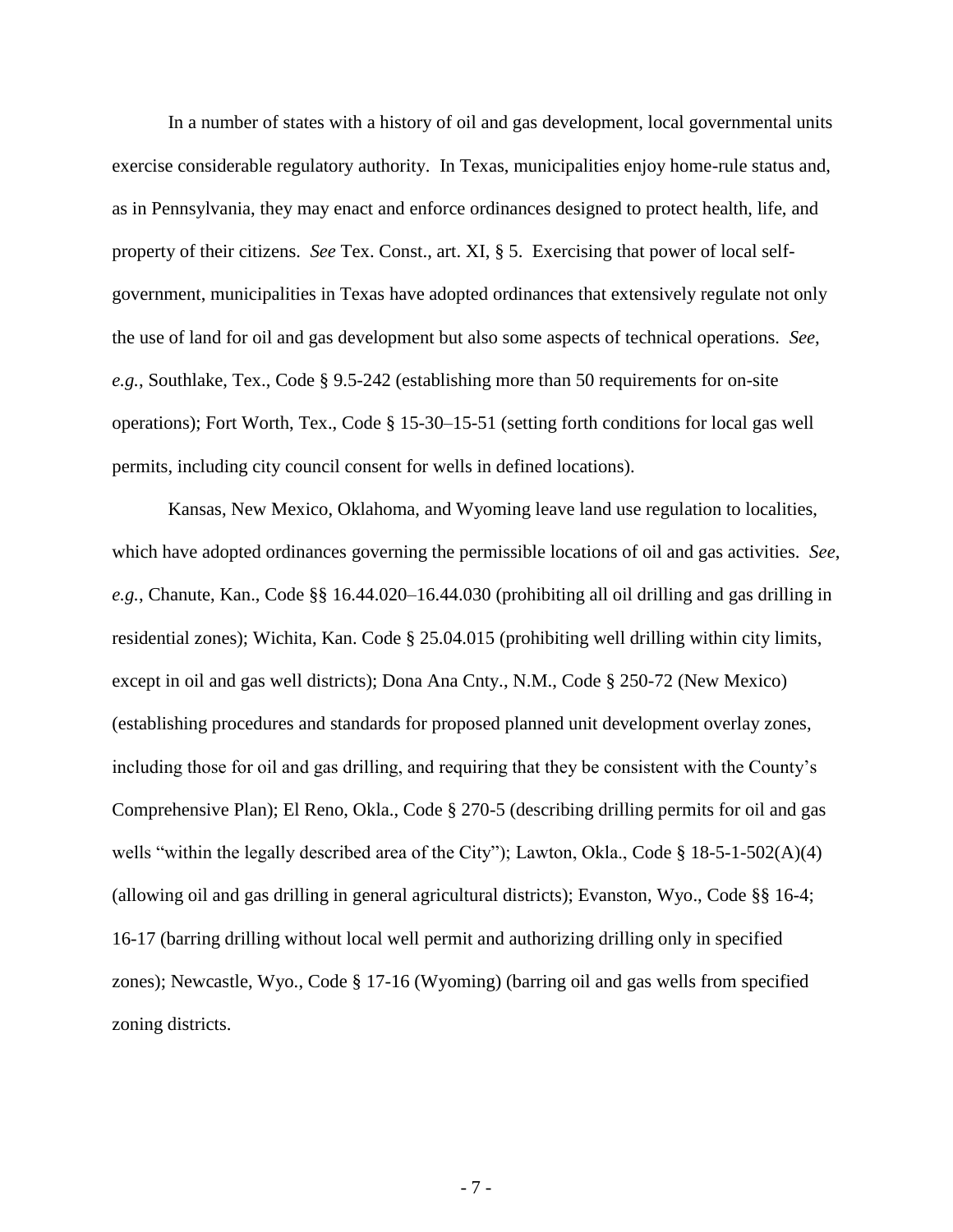In a number of states with a history of oil and gas development, local governmental units exercise considerable regulatory authority. In Texas, municipalities enjoy home-rule status and, as in Pennsylvania, they may enact and enforce ordinances designed to protect health, life, and property of their citizens. *See* Tex. Const., art. XI, § 5. Exercising that power of local self-government, municipalities in Texas have adopted ordinances that extensively regulate not only the use of land for oil and gas development but also some aspects of technical operations. *See*, *e.g.*, Southlake, Tex., Code § 9.5-242 (establishing more than 50 requirements for on-site operations); Fort Worth, Tex., Code § 15-30–15-51 (setting forth conditions for local gas well permits, including city council consent for wells in defined locations).

Kansas, New Mexico, Oklahoma, and Wyoming leave land use regulation to localities, which have adopted ordinances governing the permissible locations of oil and gas activities. *See*, *e.g.*, Chanute, Kan., Code §§ 16.44.020–16.44.030 (prohibiting all oil drilling and gas drilling in residential zones); Wichita, Kan. Code § 25.04.015 (prohibiting well drilling within city limits, except in oil and gas well districts); Dona Ana Cnty., N.M., Code § 250-72 (New Mexico) (establishing procedures and standards for proposed planned unit development overlay zones, including those for oil and gas drilling, and requiring that they be consistent with the County's Comprehensive Plan); El Reno, Okla., Code § 270-5 (describing drilling permits for oil and gas wells "within the legally described area of the City"); Lawton, Okla., Code § 18-5-1-502(A)(4) (allowing oil and gas drilling in general agricultural districts); Evanston, Wyo., Code §§ 16-4; 16-17 (barring drilling without local well permit and authorizing drilling only in specified zones); Newcastle, Wyo., Code § 17-16 (Wyoming) (barring oil and gas wells from specified zoning districts.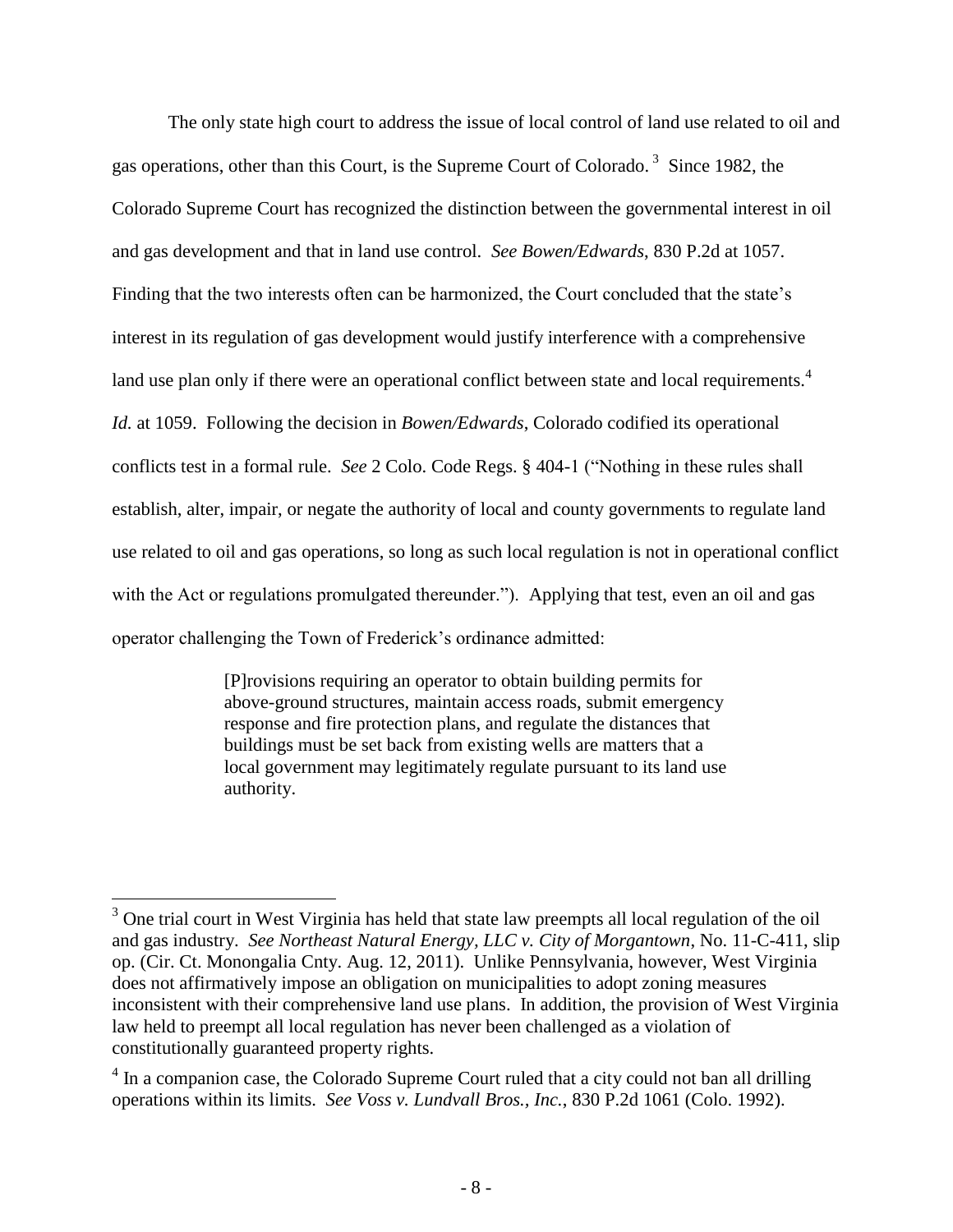The only state high court to address the issue of local control of land use related to oil and gas operations, other than this Court, is the Supreme Court of Colorado.[3] Since 1982, the Colorado Supreme Court has recognized the distinction between the governmental interest in oil and gas development and that in land use control. *See Bowen/Edwards*, 830 P.2d at 1057. Finding that the two interests often can be harmonized, the Court concluded that the state's interest in its regulation of gas development would justify interference with a comprehensive land use plan only if there were an operational conflict between state and local requirements.[4] *Id.* at 1059. Following the decision in *Bowen/Edwards*, Colorado codified its operational conflicts test in a formal rule. *See* 2 Colo. Code Regs. § 404-1 ("Nothing in these rules shall establish, alter, impair, or negate the authority of local and county governments to regulate land use related to oil and gas operations, so long as such local regulation is not in operational conflict with the Act or regulations promulgated thereunder."). Applying that test, even an oil and gas operator challenging the Town of Frederick's ordinance admitted:

> [P]rovisions requiring an operator to obtain building permits for above-ground structures, maintain access roads, submit emergency response and fire protection plans, and regulate the distances that buildings must be set back from existing wells are matters that a local government may legitimately regulate pursuant to its land use authority.

---

[3] One trial court in West Virginia has held that state law preempts all local regulation of the oil and gas industry. *See Northeast Natural Energy, LLC v. City of Morgantown*, No. 11-C-411, slip op. (Cir. Ct. Monongalia Cnty. Aug. 12, 2011). Unlike Pennsylvania, however, West Virginia does not affirmatively impose an obligation on municipalities to adopt zoning measures inconsistent with their comprehensive land use plans. In addition, the provision of West Virginia law held to preempt all local regulation has never been challenged as a violation of constitutionally guaranteed property rights.

[4] In a companion case, the Colorado Supreme Court ruled that a city could not ban all drilling operations within its limits. *See Voss v. Lundvall Bros., Inc.*, 830 P.2d 1061 (Colo. 1992).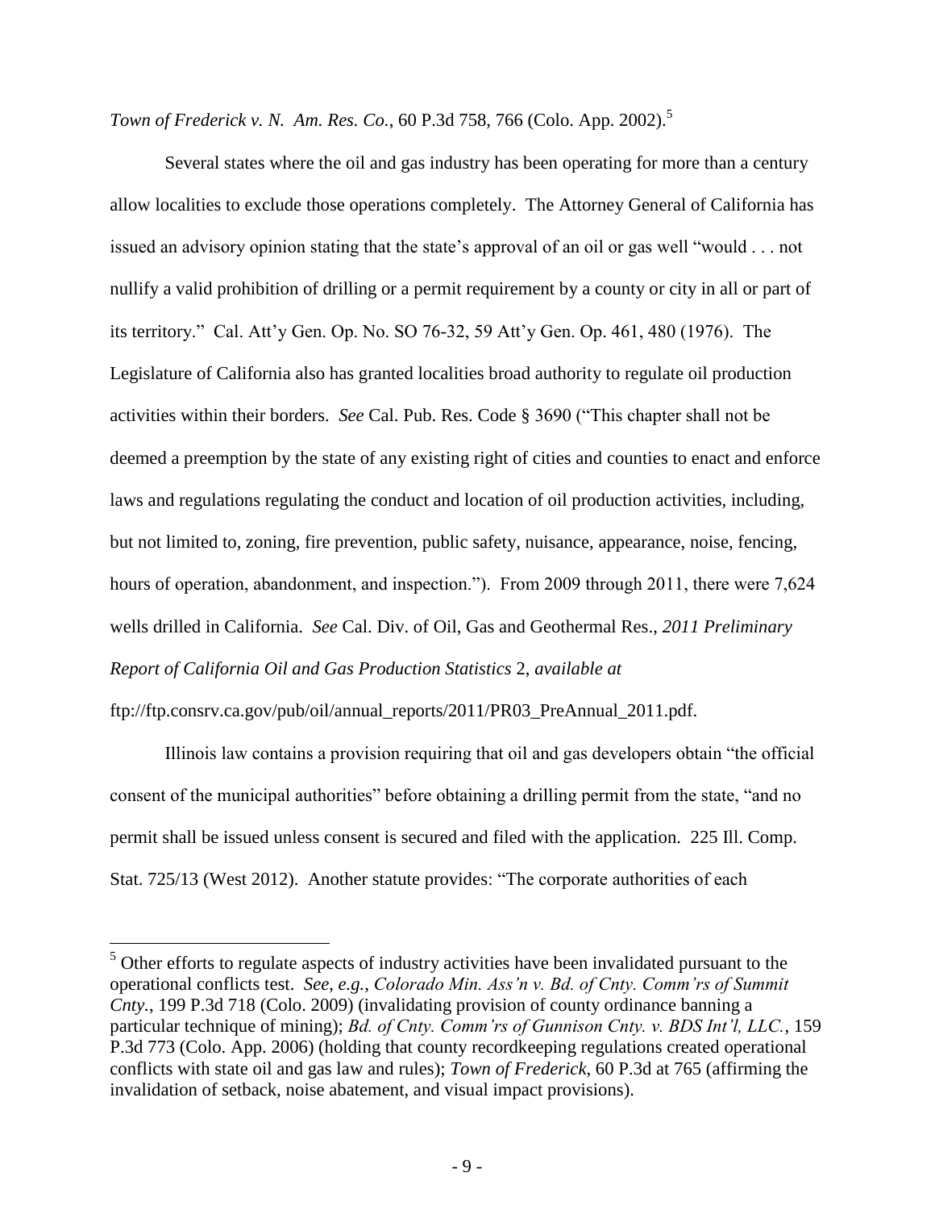*Town of Frederick v. N. Am. Res. Co.*, 60 P.3d 758, 766 (Colo. App. 2002).[5]

Several states where the oil and gas industry has been operating for more than a century allow localities to exclude those operations completely. The Attorney General of California has issued an advisory opinion stating that the state's approval of an oil or gas well "would . . . not nullify a valid prohibition of drilling or a permit requirement by a county or city in all or part of its territory." Cal. Att'y Gen. Op. No. SO 76-32, 59 Att'y Gen. Op. 461, 480 (1976). The Legislature of California also has granted localities broad authority to regulate oil production activities within their borders. *See* Cal. Pub. Res. Code § 3690 ("This chapter shall not be deemed a preemption by the state of any existing right of cities and counties to enact and enforce laws and regulations regulating the conduct and location of oil production activities, including, but not limited to, zoning, fire prevention, public safety, nuisance, appearance, noise, fencing, hours of operation, abandonment, and inspection."). From 2009 through 2011, there were 7,624 wells drilled in California. *See* Cal. Div. of Oil, Gas and Geothermal Res., *2011 Preliminary Report of California Oil and Gas Production Statistics* 2, *available at* ftp://ftp.consrv.ca.gov/pub/oil/annual_reports/2011/PR03_PreAnnual_2011.pdf.

Illinois law contains a provision requiring that oil and gas developers obtain "the official consent of the municipal authorities" before obtaining a drilling permit from the state, "and no permit shall be issued unless consent is secured and filed with the application. 225 Ill. Comp. Stat. 725/13 (West 2012). Another statute provides: "The corporate authorities of each

---

[5] Other efforts to regulate aspects of industry activities have been invalidated pursuant to the operational conflicts test. *See, e.g.*, *Colorado Min. Ass'n v. Bd. of Cnty. Comm'rs of Summit Cnty.*, 199 P.3d 718 (Colo. 2009) (invalidating provision of county ordinance banning a particular technique of mining); *Bd. of Cnty. Comm'rs of Gunnison Cnty. v. BDS Int'l, LLC.*, 159 P.3d 773 (Colo. App. 2006) (holding that county recordkeeping regulations created operational conflicts with state oil and gas law and rules); *Town of Frederick*, 60 P.3d at 765 (affirming the invalidation of setback, noise abatement, and visual impact provisions).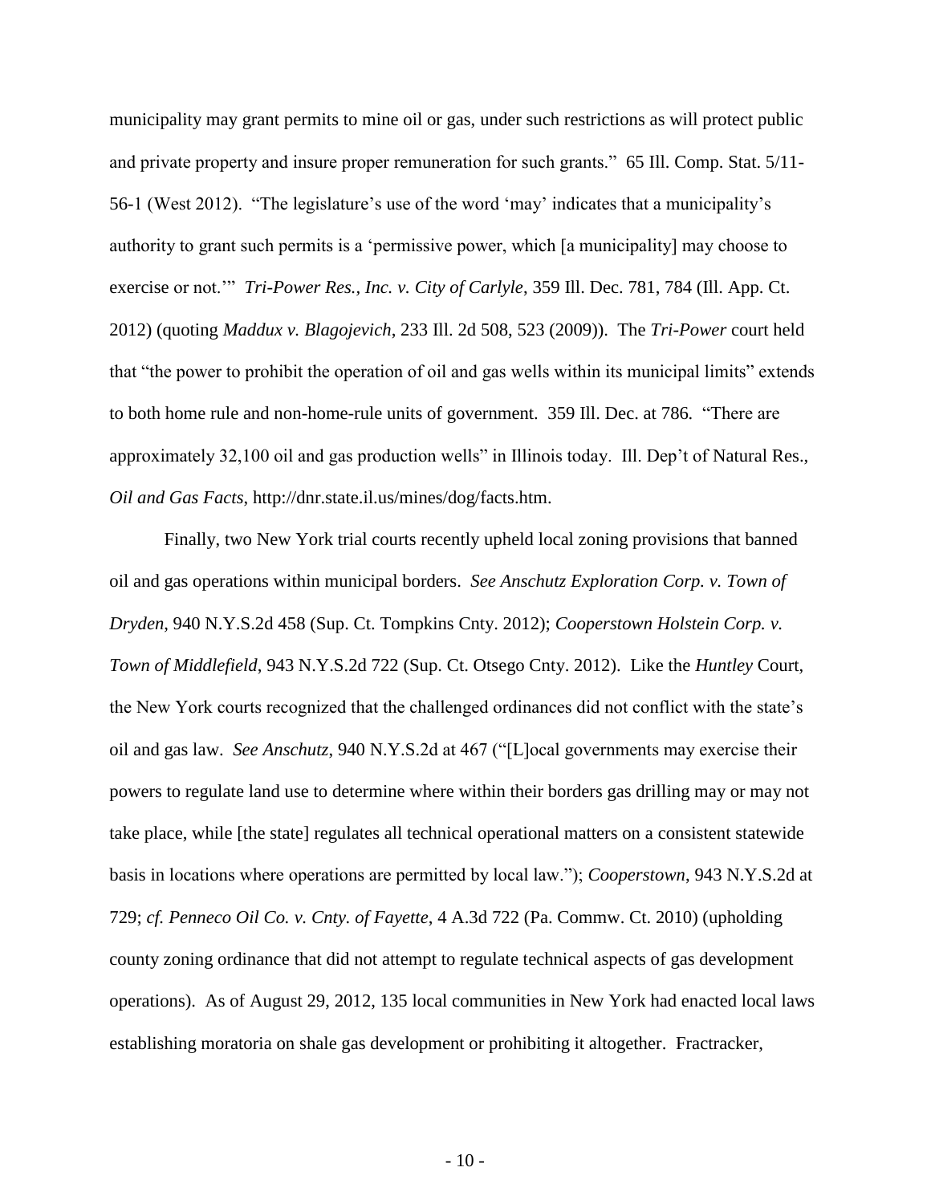municipality may grant permits to mine oil or gas, under such restrictions as will protect public and private property and insure proper remuneration for such grants." 65 Ill. Comp. Stat. 5/11-56-1 (West 2012). "The legislature's use of the word 'may' indicates that a municipality's authority to grant such permits is a 'permissive power, which [a municipality] may choose to exercise or not.'" *Tri-Power Res., Inc. v. City of Carlyle*, 359 Ill. Dec. 781, 784 (Ill. App. Ct. 2012) (quoting *Maddux v. Blagojevich*, 233 Ill. 2d 508, 523 (2009)). The *Tri-Power* court held that "the power to prohibit the operation of oil and gas wells within its municipal limits" extends to both home rule and non-home-rule units of government. 359 Ill. Dec. at 786. "There are approximately 32,100 oil and gas production wells" in Illinois today. Ill. Dep't of Natural Res., *Oil and Gas Facts*, http://dnr.state.il.us/mines/dog/facts.htm.

Finally, two New York trial courts recently upheld local zoning provisions that banned oil and gas operations within municipal borders. *See Anschutz Exploration Corp. v. Town of Dryden*, 940 N.Y.S.2d 458 (Sup. Ct. Tompkins Cnty. 2012); *Cooperstown Holstein Corp. v. Town of Middlefield*, 943 N.Y.S.2d 722 (Sup. Ct. Otsego Cnty. 2012). Like the *Huntley* Court, the New York courts recognized that the challenged ordinances did not conflict with the state's oil and gas law. *See Anschutz*, 940 N.Y.S.2d at 467 ("[L]ocal governments may exercise their powers to regulate land use to determine where within their borders gas drilling may or may not take place, while [the state] regulates all technical operational matters on a consistent statewide basis in locations where operations are permitted by local law."); *Cooperstown*, 943 N.Y.S.2d at 729; *cf. Penneco Oil Co. v. Cnty. of Fayette*, 4 A.3d 722 (Pa. Commw. Ct. 2010) (upholding county zoning ordinance that did not attempt to regulate technical aspects of gas development operations). As of August 29, 2012, 135 local communities in New York had enacted local laws establishing moratoria on shale gas development or prohibiting it altogether. Fractracker,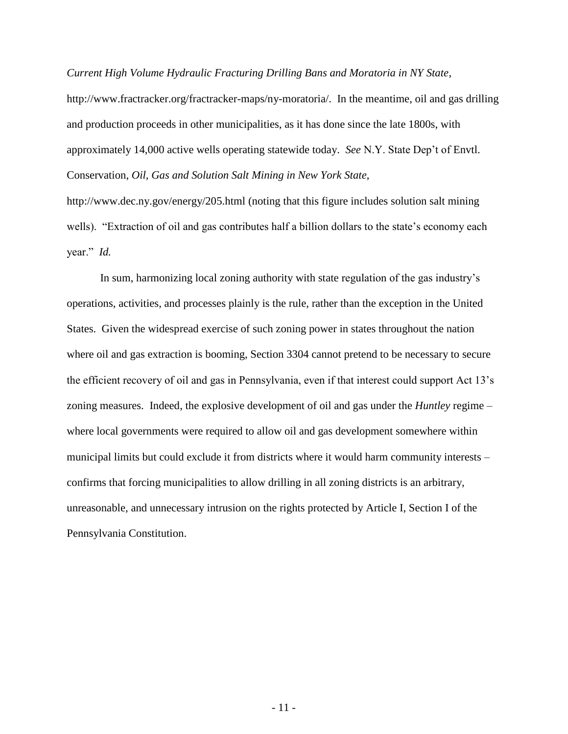*Current High Volume Hydraulic Fracturing Drilling Bans and Moratoria in NY State*, http://www.fractracker.org/fractracker-maps/ny-moratoria/. In the meantime, oil and gas drilling and production proceeds in other municipalities, as it has done since the late 1800s, with approximately 14,000 active wells operating statewide today. *See* N.Y. State Dep't of Envtl. Conservation, *Oil, Gas and Solution Salt Mining in New York State*, http://www.dec.ny.gov/energy/205.html (noting that this figure includes solution salt mining wells). "Extraction of oil and gas contributes half a billion dollars to the state's economy each year." *Id.*

In sum, harmonizing local zoning authority with state regulation of the gas industry's operations, activities, and processes plainly is the rule, rather than the exception in the United States. Given the widespread exercise of such zoning power in states throughout the nation where oil and gas extraction is booming, Section 3304 cannot pretend to be necessary to secure the efficient recovery of oil and gas in Pennsylvania, even if that interest could support Act 13's zoning measures. Indeed, the explosive development of oil and gas under the *Huntley* regime – where local governments were required to allow oil and gas development somewhere within municipal limits but could exclude it from districts where it would harm community interests – confirms that forcing municipalities to allow drilling in all zoning districts is an arbitrary, unreasonable, and unnecessary intrusion on the rights protected by Article I, Section I of the Pennsylvania Constitution.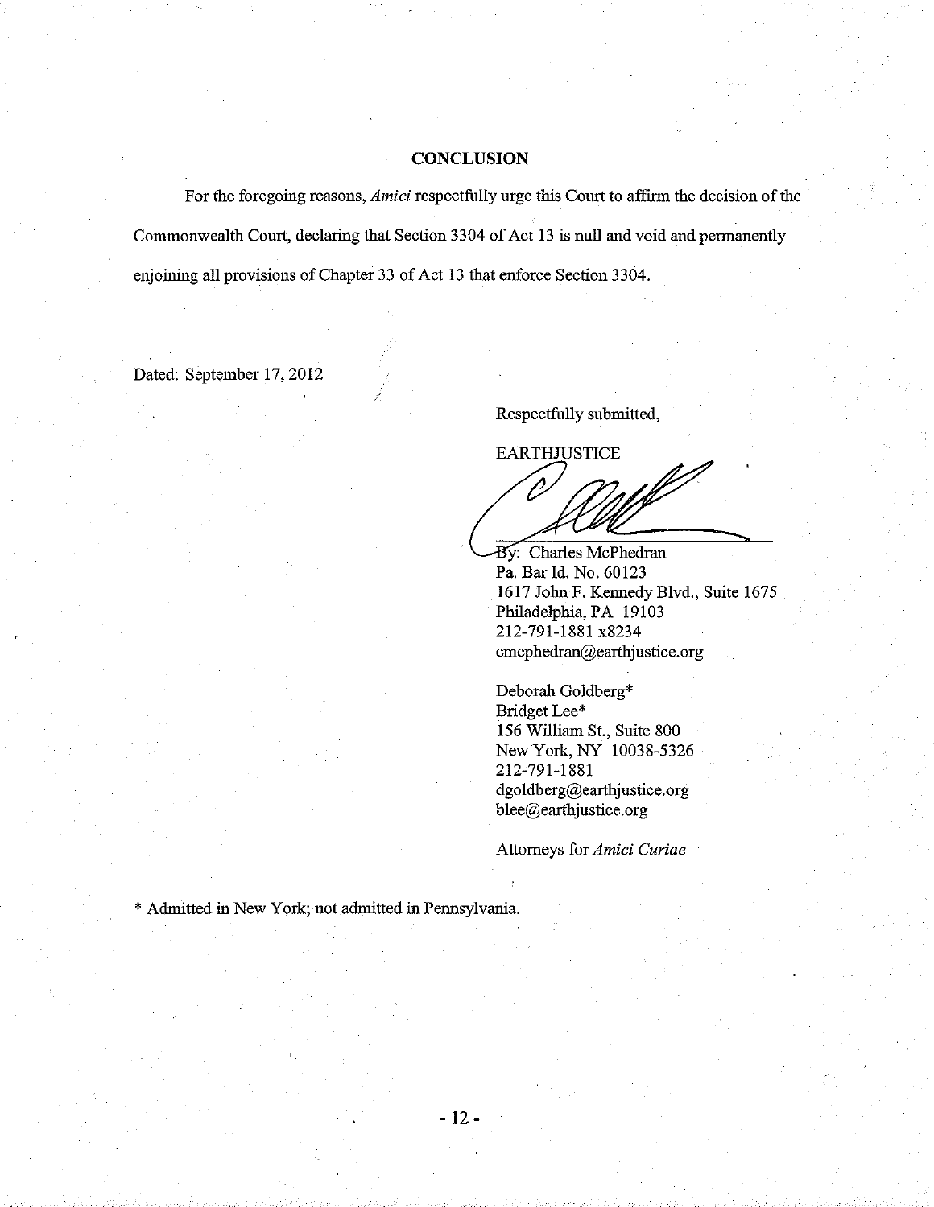## CONCLUSION

For the foregoing reasons, *Amici* respectfully urge this Court to affirm the decision of the Commonwealth Court, declaring that Section 3304 of Act 13 is null and void and permanently enjoining all provisions of Chapter 33 of Act 13 that enforce Section 3304.

Dated: September 17, 2012

Respectfully submitted,

EARTHJUSTICE

By: Charles McPhedran  
Pa. Bar Id. No. 60123  
1617 John F. Kennedy Blvd., Suite 1675  
Philadelphia, PA 19103  
212-791-1881 x8234  
cmcphedran@earthjustice.org

Deborah Goldberg*  
Bridget Lee*  
156 William St., Suite 800  
New York, NY 10038-5326  
212-791-1881  
dgoldberg@earthjustice.org  
blee@earthjustice.org

Attorneys for *Amici Curiae*

* Admitted in New York; not admitted in Pennsylvania.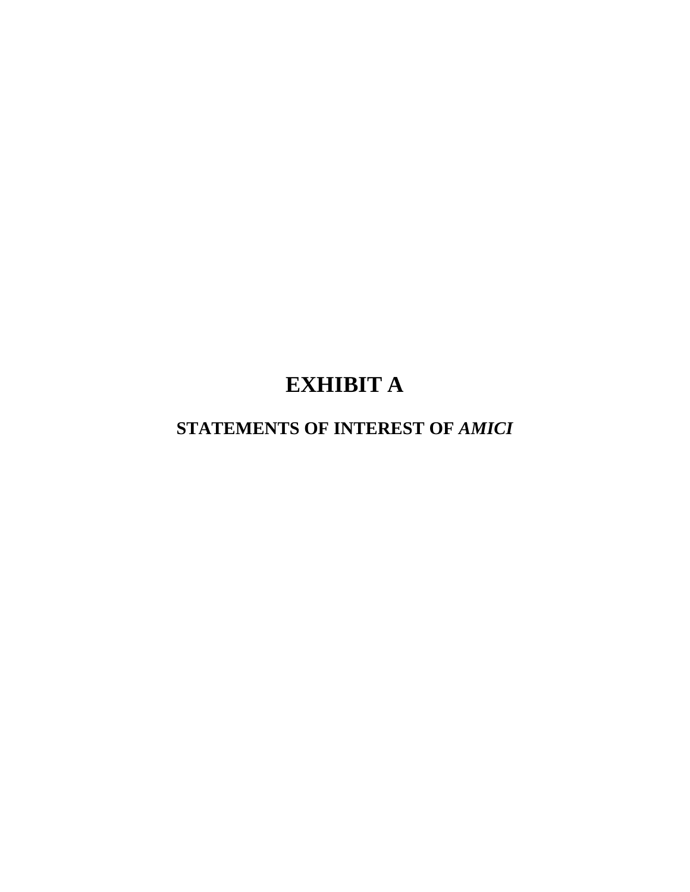# EXHIBIT A

## STATEMENTS OF INTEREST OF *AMICI*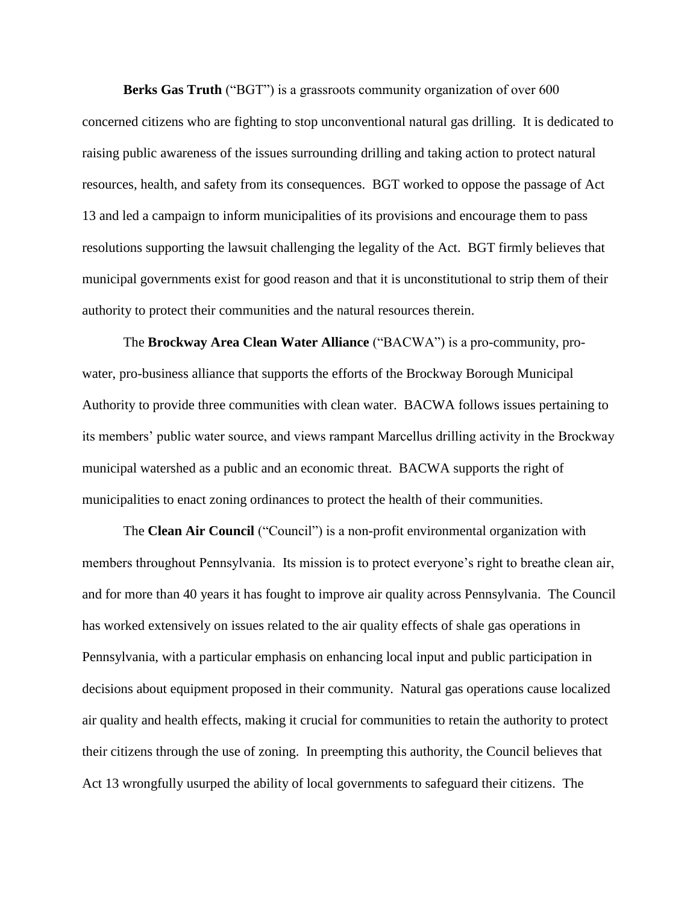**Berks Gas Truth** ("BGT") is a grassroots community organization of over 600 concerned citizens who are fighting to stop unconventional natural gas drilling. It is dedicated to raising public awareness of the issues surrounding drilling and taking action to protect natural resources, health, and safety from its consequences. BGT worked to oppose the passage of Act 13 and led a campaign to inform municipalities of its provisions and encourage them to pass resolutions supporting the lawsuit challenging the legality of the Act. BGT firmly believes that municipal governments exist for good reason and that it is unconstitutional to strip them of their authority to protect their communities and the natural resources therein.

The **Brockway Area Clean Water Alliance** ("BACWA") is a pro-community, pro-water, pro-business alliance that supports the efforts of the Brockway Borough Municipal Authority to provide three communities with clean water. BACWA follows issues pertaining to its members' public water source, and views rampant Marcellus drilling activity in the Brockway municipal watershed as a public and an economic threat. BACWA supports the right of municipalities to enact zoning ordinances to protect the health of their communities.

The **Clean Air Council** ("Council") is a non-profit environmental organization with members throughout Pennsylvania. Its mission is to protect everyone's right to breathe clean air, and for more than 40 years it has fought to improve air quality across Pennsylvania. The Council has worked extensively on issues related to the air quality effects of shale gas operations in Pennsylvania, with a particular emphasis on enhancing local input and public participation in decisions about equipment proposed in their community. Natural gas operations cause localized air quality and health effects, making it crucial for communities to retain the authority to protect their citizens through the use of zoning. In preempting this authority, the Council believes that Act 13 wrongfully usurped the ability of local governments to safeguard their citizens. The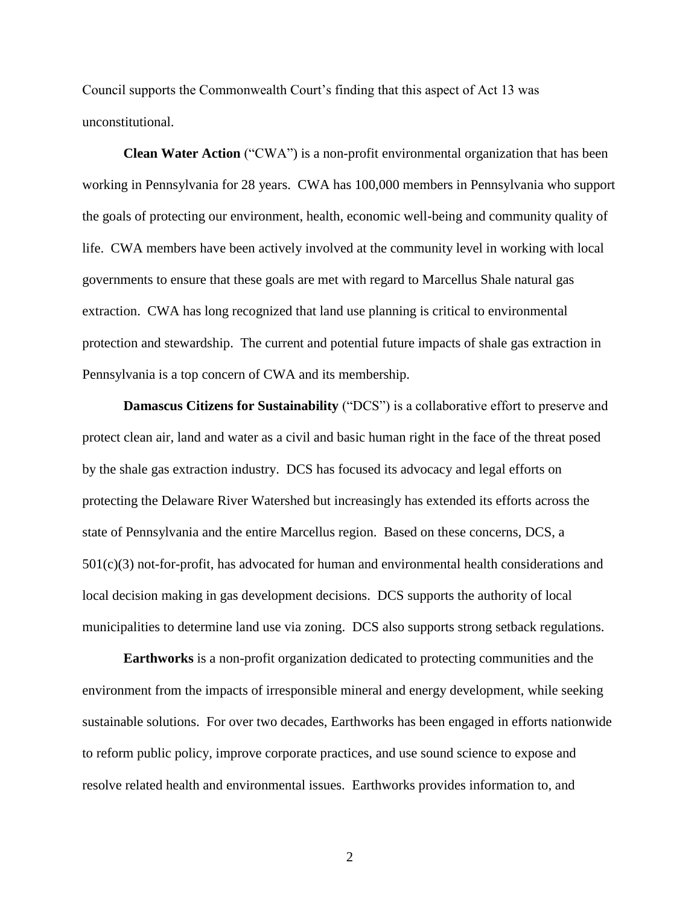Council supports the Commonwealth Court's finding that this aspect of Act 13 was unconstitutional.

**Clean Water Action** ("CWA") is a non-profit environmental organization that has been working in Pennsylvania for 28 years. CWA has 100,000 members in Pennsylvania who support the goals of protecting our environment, health, economic well-being and community quality of life. CWA members have been actively involved at the community level in working with local governments to ensure that these goals are met with regard to Marcellus Shale natural gas extraction. CWA has long recognized that land use planning is critical to environmental protection and stewardship. The current and potential future impacts of shale gas extraction in Pennsylvania is a top concern of CWA and its membership.

**Damascus Citizens for Sustainability** ("DCS") is a collaborative effort to preserve and protect clean air, land and water as a civil and basic human right in the face of the threat posed by the shale gas extraction industry. DCS has focused its advocacy and legal efforts on protecting the Delaware River Watershed but increasingly has extended its efforts across the state of Pennsylvania and the entire Marcellus region. Based on these concerns, DCS, a 501(c)(3) not-for-profit, has advocated for human and environmental health considerations and local decision making in gas development decisions. DCS supports the authority of local municipalities to determine land use via zoning. DCS also supports strong setback regulations.

**Earthworks** is a non-profit organization dedicated to protecting communities and the environment from the impacts of irresponsible mineral and energy development, while seeking sustainable solutions. For over two decades, Earthworks has been engaged in efforts nationwide to reform public policy, improve corporate practices, and use sound science to expose and resolve related health and environmental issues. Earthworks provides information to, and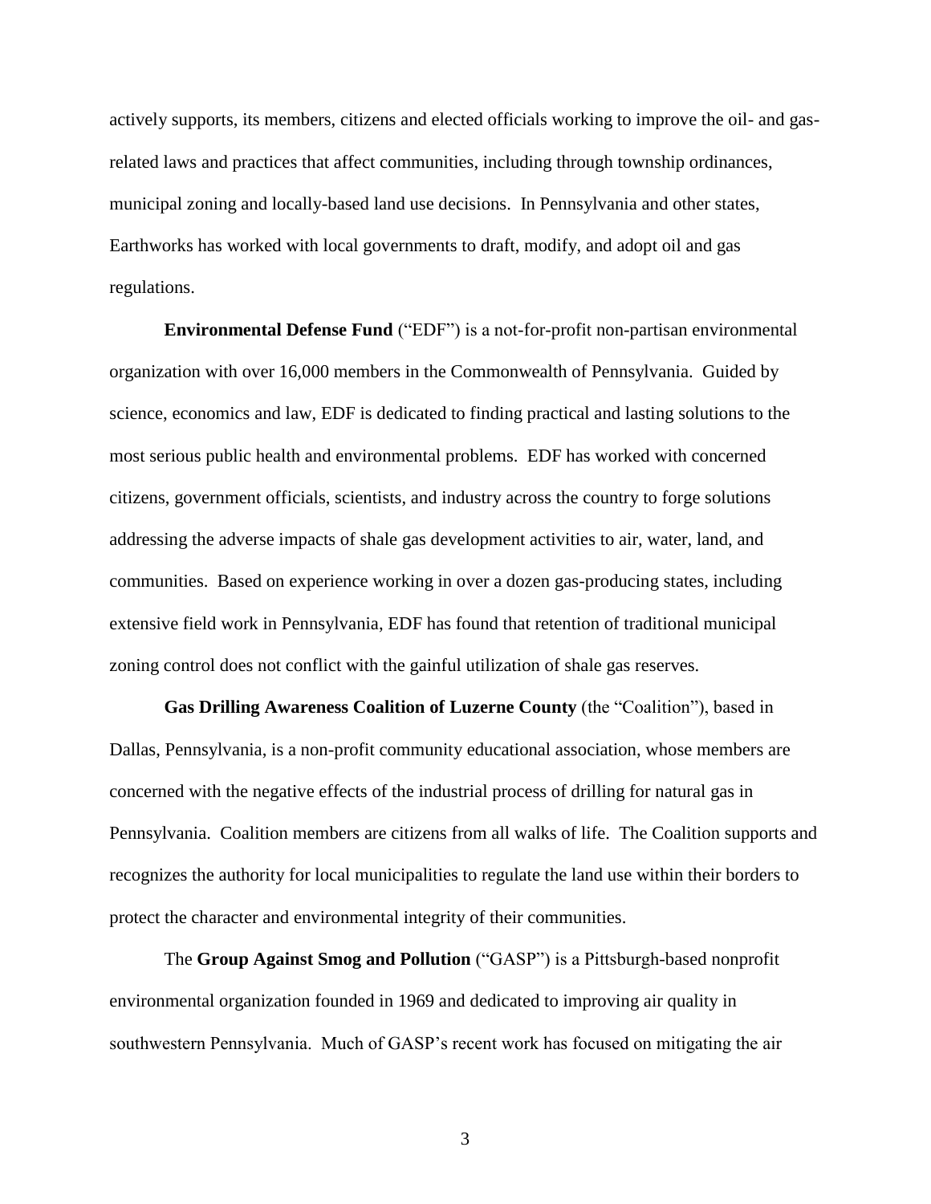actively supports, its members, citizens and elected officials working to improve the oil- and gas-related laws and practices that affect communities, including through township ordinances, municipal zoning and locally-based land use decisions. In Pennsylvania and other states, Earthworks has worked with local governments to draft, modify, and adopt oil and gas regulations.

**Environmental Defense Fund** ("EDF") is a not-for-profit non-partisan environmental organization with over 16,000 members in the Commonwealth of Pennsylvania. Guided by science, economics and law, EDF is dedicated to finding practical and lasting solutions to the most serious public health and environmental problems. EDF has worked with concerned citizens, government officials, scientists, and industry across the country to forge solutions addressing the adverse impacts of shale gas development activities to air, water, land, and communities. Based on experience working in over a dozen gas-producing states, including extensive field work in Pennsylvania, EDF has found that retention of traditional municipal zoning control does not conflict with the gainful utilization of shale gas reserves.

**Gas Drilling Awareness Coalition of Luzerne County** (the "Coalition"), based in Dallas, Pennsylvania, is a non-profit community educational association, whose members are concerned with the negative effects of the industrial process of drilling for natural gas in Pennsylvania. Coalition members are citizens from all walks of life. The Coalition supports and recognizes the authority for local municipalities to regulate the land use within their borders to protect the character and environmental integrity of their communities.

The **Group Against Smog and Pollution** ("GASP") is a Pittsburgh-based nonprofit environmental organization founded in 1969 and dedicated to improving air quality in southwestern Pennsylvania. Much of GASP's recent work has focused on mitigating the air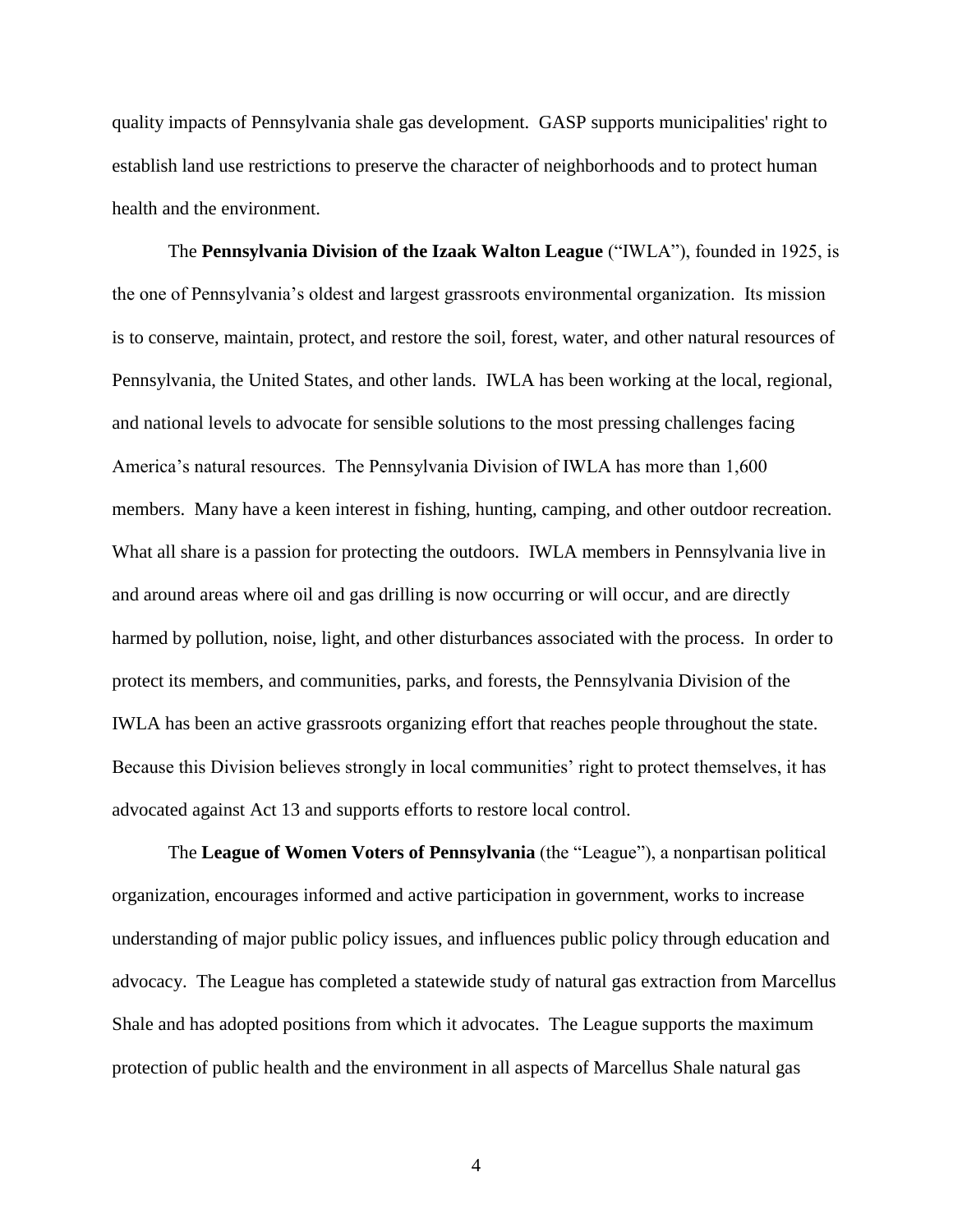quality impacts of Pennsylvania shale gas development. GASP supports municipalities' right to establish land use restrictions to preserve the character of neighborhoods and to protect human health and the environment.

The **Pennsylvania Division of the Izaak Walton League** ("IWLA"), founded in 1925, is the one of Pennsylvania's oldest and largest grassroots environmental organization. Its mission is to conserve, maintain, protect, and restore the soil, forest, water, and other natural resources of Pennsylvania, the United States, and other lands. IWLA has been working at the local, regional, and national levels to advocate for sensible solutions to the most pressing challenges facing America's natural resources. The Pennsylvania Division of IWLA has more than 1,600 members. Many have a keen interest in fishing, hunting, camping, and other outdoor recreation. What all share is a passion for protecting the outdoors. IWLA members in Pennsylvania live in and around areas where oil and gas drilling is now occurring or will occur, and are directly harmed by pollution, noise, light, and other disturbances associated with the process. In order to protect its members, and communities, parks, and forests, the Pennsylvania Division of the IWLA has been an active grassroots organizing effort that reaches people throughout the state. Because this Division believes strongly in local communities' right to protect themselves, it has advocated against Act 13 and supports efforts to restore local control.

The **League of Women Voters of Pennsylvania** (the "League"), a nonpartisan political organization, encourages informed and active participation in government, works to increase understanding of major public policy issues, and influences public policy through education and advocacy. The League has completed a statewide study of natural gas extraction from Marcellus Shale and has adopted positions from which it advocates. The League supports the maximum protection of public health and the environment in all aspects of Marcellus Shale natural gas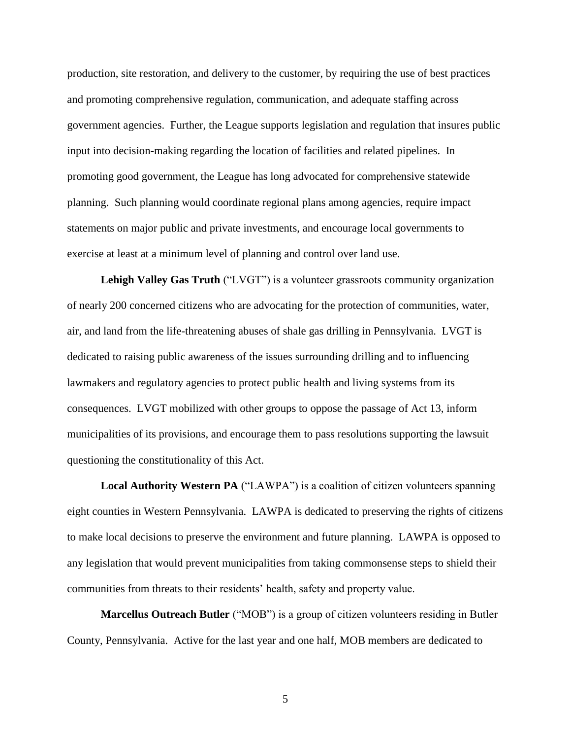production, site restoration, and delivery to the customer, by requiring the use of best practices and promoting comprehensive regulation, communication, and adequate staffing across government agencies. Further, the League supports legislation and regulation that insures public input into decision-making regarding the location of facilities and related pipelines. In promoting good government, the League has long advocated for comprehensive statewide planning. Such planning would coordinate regional plans among agencies, require impact statements on major public and private investments, and encourage local governments to exercise at least at a minimum level of planning and control over land use.

**Lehigh Valley Gas Truth** ("LVGT") is a volunteer grassroots community organization of nearly 200 concerned citizens who are advocating for the protection of communities, water, air, and land from the life-threatening abuses of shale gas drilling in Pennsylvania. LVGT is dedicated to raising public awareness of the issues surrounding drilling and to influencing lawmakers and regulatory agencies to protect public health and living systems from its consequences. LVGT mobilized with other groups to oppose the passage of Act 13, inform municipalities of its provisions, and encourage them to pass resolutions supporting the lawsuit questioning the constitutionality of this Act.

**Local Authority Western PA** ("LAWPA") is a coalition of citizen volunteers spanning eight counties in Western Pennsylvania. LAWPA is dedicated to preserving the rights of citizens to make local decisions to preserve the environment and future planning. LAWPA is opposed to any legislation that would prevent municipalities from taking commonsense steps to shield their communities from threats to their residents' health, safety and property value.

**Marcellus Outreach Butler** ("MOB") is a group of citizen volunteers residing in Butler County, Pennsylvania. Active for the last year and one half, MOB members are dedicated to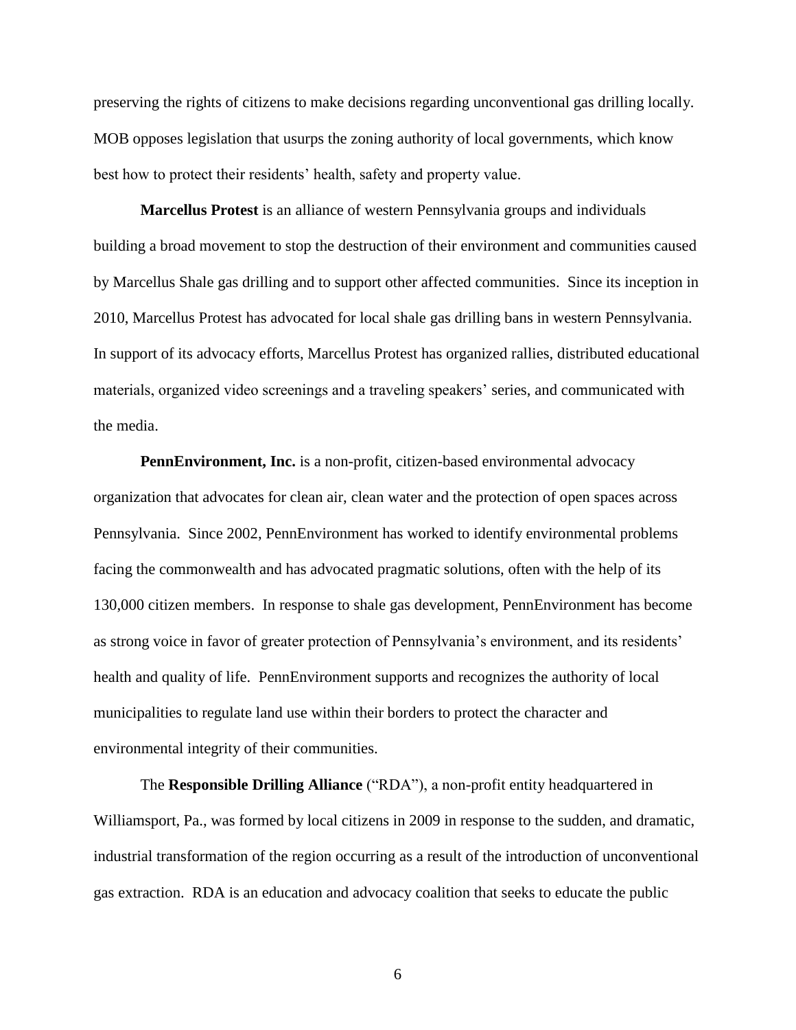preserving the rights of citizens to make decisions regarding unconventional gas drilling locally. MOB opposes legislation that usurps the zoning authority of local governments, which know best how to protect their residents' health, safety and property value.

**Marcellus Protest** is an alliance of western Pennsylvania groups and individuals building a broad movement to stop the destruction of their environment and communities caused by Marcellus Shale gas drilling and to support other affected communities. Since its inception in 2010, Marcellus Protest has advocated for local shale gas drilling bans in western Pennsylvania. In support of its advocacy efforts, Marcellus Protest has organized rallies, distributed educational materials, organized video screenings and a traveling speakers' series, and communicated with the media.

**PennEnvironment, Inc.** is a non-profit, citizen-based environmental advocacy organization that advocates for clean air, clean water and the protection of open spaces across Pennsylvania. Since 2002, PennEnvironment has worked to identify environmental problems facing the commonwealth and has advocated pragmatic solutions, often with the help of its 130,000 citizen members. In response to shale gas development, PennEnvironment has become as strong voice in favor of greater protection of Pennsylvania's environment, and its residents' health and quality of life. PennEnvironment supports and recognizes the authority of local municipalities to regulate land use within their borders to protect the character and environmental integrity of their communities.

The **Responsible Drilling Alliance** ("RDA"), a non-profit entity headquartered in Williamsport, Pa., was formed by local citizens in 2009 in response to the sudden, and dramatic, industrial transformation of the region occurring as a result of the introduction of unconventional gas extraction. RDA is an education and advocacy coalition that seeks to educate the public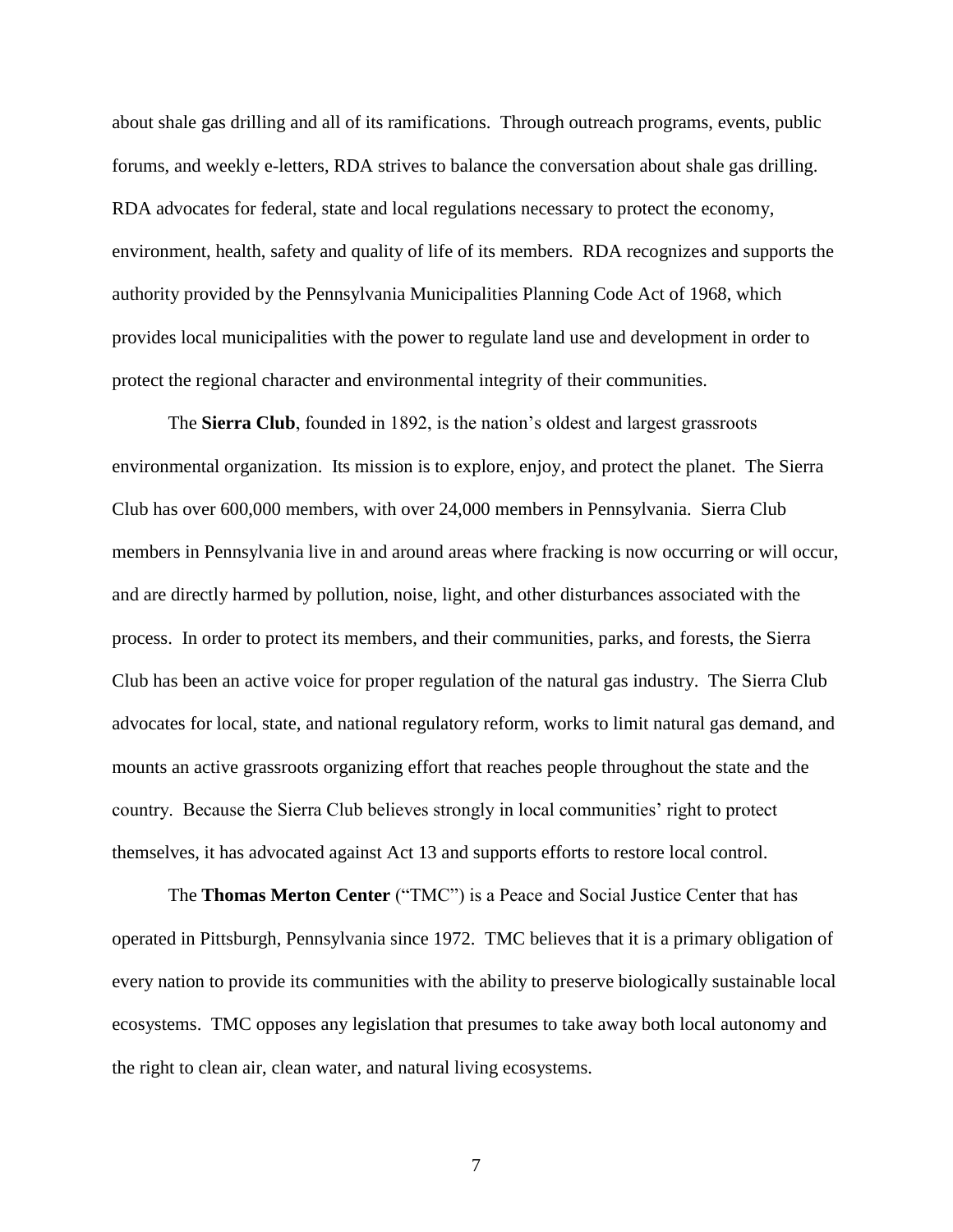about shale gas drilling and all of its ramifications. Through outreach programs, events, public forums, and weekly e-letters, RDA strives to balance the conversation about shale gas drilling. RDA advocates for federal, state and local regulations necessary to protect the economy, environment, health, safety and quality of life of its members. RDA recognizes and supports the authority provided by the Pennsylvania Municipalities Planning Code Act of 1968, which provides local municipalities with the power to regulate land use and development in order to protect the regional character and environmental integrity of their communities.

The **Sierra Club**, founded in 1892, is the nation's oldest and largest grassroots environmental organization. Its mission is to explore, enjoy, and protect the planet. The Sierra Club has over 600,000 members, with over 24,000 members in Pennsylvania. Sierra Club members in Pennsylvania live in and around areas where fracking is now occurring or will occur, and are directly harmed by pollution, noise, light, and other disturbances associated with the process. In order to protect its members, and their communities, parks, and forests, the Sierra Club has been an active voice for proper regulation of the natural gas industry. The Sierra Club advocates for local, state, and national regulatory reform, works to limit natural gas demand, and mounts an active grassroots organizing effort that reaches people throughout the state and the country. Because the Sierra Club believes strongly in local communities' right to protect themselves, it has advocated against Act 13 and supports efforts to restore local control.

The **Thomas Merton Center** ("TMC") is a Peace and Social Justice Center that has operated in Pittsburgh, Pennsylvania since 1972. TMC believes that it is a primary obligation of every nation to provide its communities with the ability to preserve biologically sustainable local ecosystems. TMC opposes any legislation that presumes to take away both local autonomy and the right to clean air, clean water, and natural living ecosystems.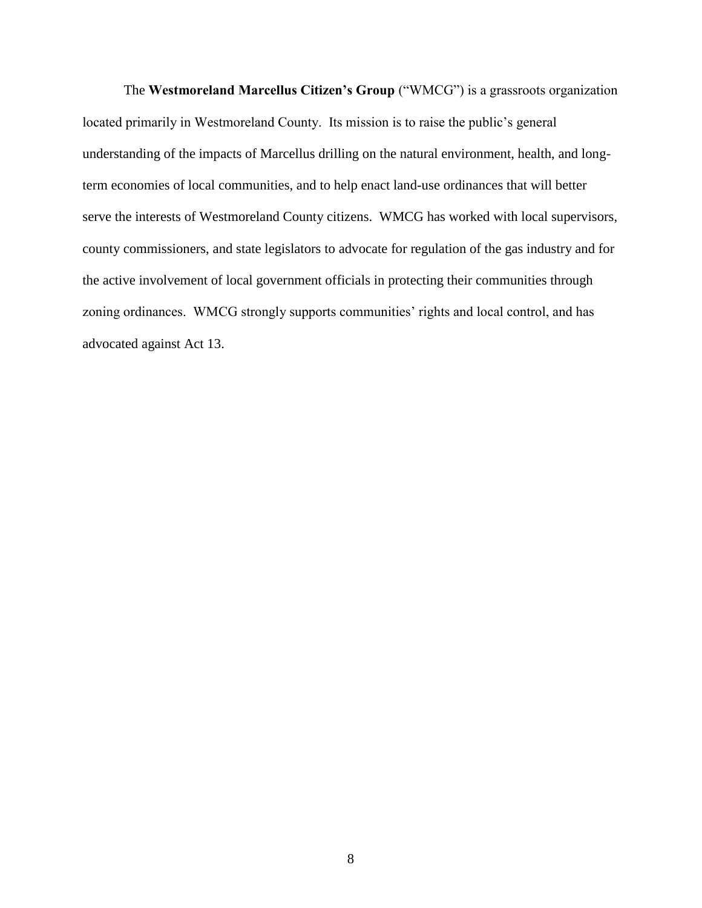The **Westmoreland Marcellus Citizen's Group** ("WMCG") is a grassroots organization located primarily in Westmoreland County. Its mission is to raise the public's general understanding of the impacts of Marcellus drilling on the natural environment, health, and long-term economies of local communities, and to help enact land-use ordinances that will better serve the interests of Westmoreland County citizens. WMCG has worked with local supervisors, county commissioners, and state legislators to advocate for regulation of the gas industry and for the active involvement of local government officials in protecting their communities through zoning ordinances. WMCG strongly supports communities' rights and local control, and has advocated against Act 13.